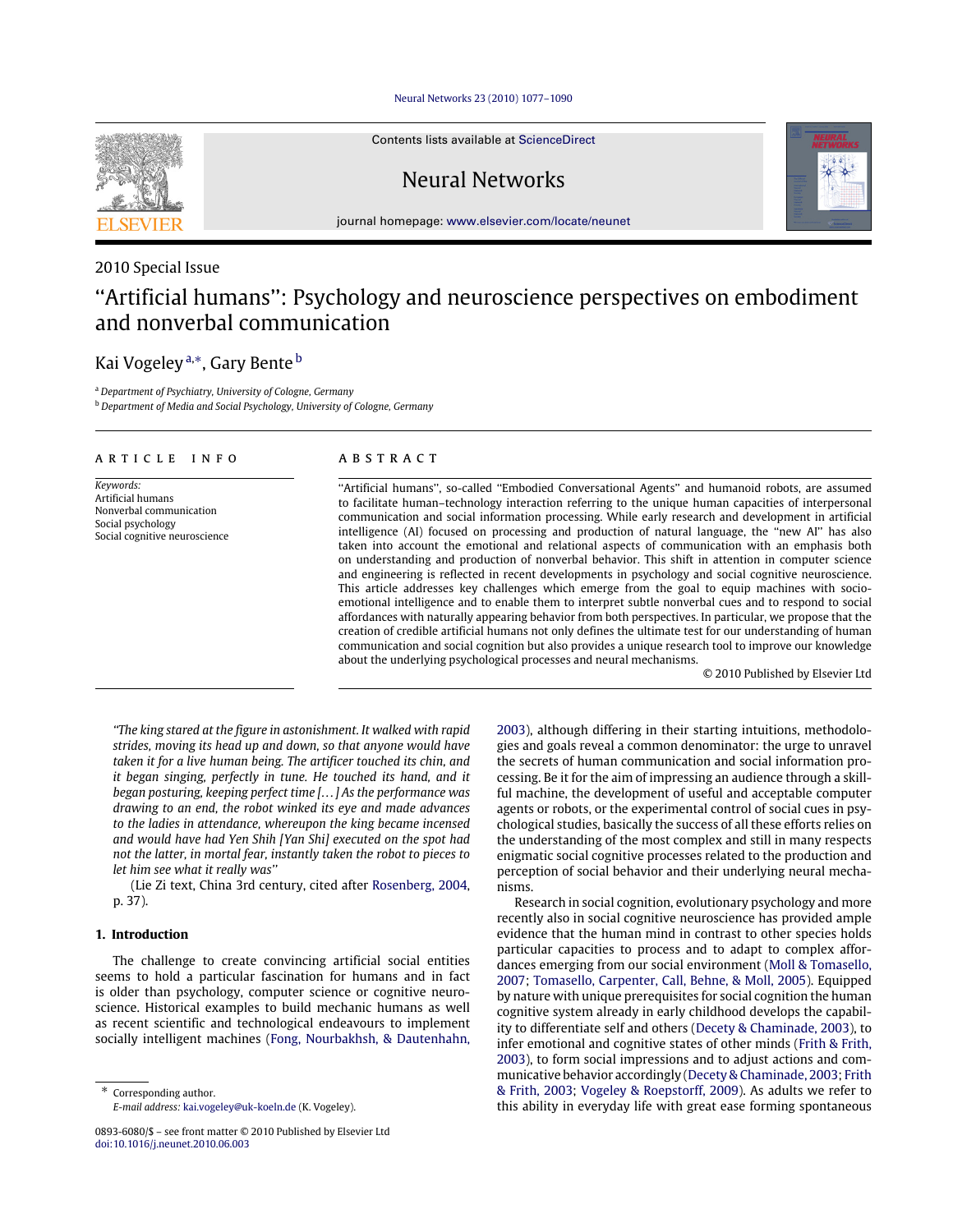2010 Special Issue

# "Artificial humans": Psychology and neuroscience perspectives on embodiment and nonverbal communication

Kai Vogeley[a,*], Gary Bente[b]

[a] Department of Psychiatry, University of Cologne, Germany

[b] Department of Media and Social Psychology, University of Cologne, Germany

## ARTICLE INFO

*Keywords:*
Artificial humans
Nonverbal communication
Social psychology
Social cognitive neuroscience

## ABSTRACT

"Artificial humans", so-called "Embodied Conversational Agents" and humanoid robots, are assumed to facilitate human–technology interaction referring to the unique human capacities of interpersonal communication and social information processing. While early research and development in artificial intelligence (AI) focused on processing and production of natural language, the "new AI" has also taken into account the emotional and relational aspects of communication with an emphasis both on understanding and production of nonverbal behavior. This shift in attention in computer science and engineering is reflected in recent developments in psychology and social cognitive neuroscience. This article addresses key challenges which emerge from the goal to equip machines with socio-emotional intelligence and to enable them to interpret subtle nonverbal cues and to respond to social affordances with naturally appearing behavior from both perspectives. In particular, we propose that the creation of credible artificial humans not only defines the ultimate test for our understanding of human communication and social cognition but also provides a unique research tool to improve our knowledge about the underlying psychological processes and neural mechanisms.

© 2010 Published by Elsevier Ltd

*"The king stared at the figure in astonishment. It walked with rapid strides, moving its head up and down, so that anyone would have taken it for a live human being. The artificer touched its chin, and it began singing, perfectly in tune. He touched its hand, and it began posturing, keeping perfect time [...] As the performance was drawing to an end, the robot winked its eye and made advances to the ladies in attendance, whereupon the king became incensed and would have had Yen Shih [Yan Shi] executed on the spot had not the latter, in mortal fear, instantly taken the robot to pieces to let him see what it really was"*

(Lie Zi text, China 3rd century, cited after Rosenberg, 2004, p. 37).

### 1. Introduction

The challenge to create convincing artificial social entities seems to hold a particular fascination for humans and in fact is older than psychology, computer science or cognitive neuroscience. Historical examples to build mechanic humans as well as recent scientific and technological endeavours to implement socially intelligent machines (Fong, Nourbakhsh, & Dautenhahn, 2003), although differing in their starting intuitions, methodologies and goals reveal a common denominator: the urge to unravel the secrets of human communication and social information processing. Be it for the aim of impressing an audience through a skillful machine, the development of useful and acceptable computer agents or robots, or the experimental control of social cues in psychological studies, basically the success of all these efforts relies on the understanding of the most complex and still in many respects enigmatic social cognitive processes related to the production and perception of social behavior and their underlying neural mechanisms.

Research in social cognition, evolutionary psychology and more recently also in social cognitive neuroscience has provided ample evidence that the human mind in contrast to other species holds particular capacities to process and to adapt to complex affordances emerging from our social environment (Moll & Tomasello, 2007; Tomasello, Carpenter, Call, Behne, & Moll, 2005). Equipped by nature with unique prerequisites for social cognition the human cognitive system already in early childhood develops the capability to differentiate self and others (Decety & Chaminade, 2003), to infer emotional and cognitive states of other minds (Frith & Frith, 2003), to form social impressions and to adjust actions and communicative behavior accordingly (Decety & Chaminade, 2003; Frith & Frith, 2003; Vogeley & Roepstorff, 2009). As adults we refer to this ability in everyday life with great ease forming spontaneous

\* Corresponding author.
*E-mail address:* kai.vogeley@uk-koeln.de (K. Vogeley).

0893-6080/$ – see front matter © 2010 Published by Elsevier Ltd
doi:10.1016/j.neunet.2010.06.003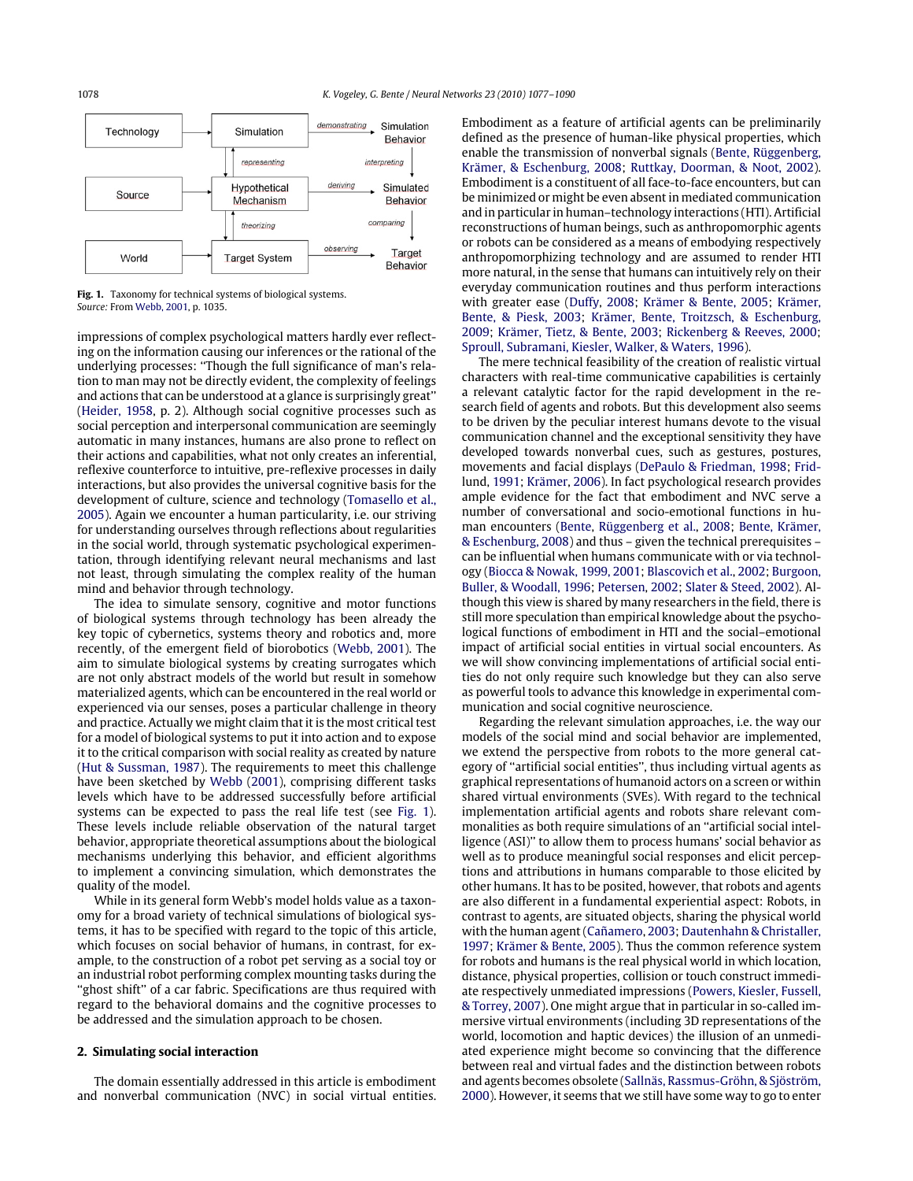Technology
Simulation
demonstrating
Simulation Behavior
representing
interpreting
Source
Hypothetical Mechanism
deriving
Simulated Behavior
theorizing
comparing
World
Target System
observing
Target Behavior

**Fig. 1.** Taxonomy for technical systems of biological systems.
*Source:* From Webb, 2001, p. 1035.

impressions of complex psychological matters hardly ever reflecting on the information causing our inferences or the rational of the underlying processes: "Though the full significance of man's relation to man may not be directly evident, the complexity of feelings and actions that can be understood at a glance is surprisingly great" (Heider, 1958, p. 2). Although social cognitive processes such as social perception and interpersonal communication are seemingly automatic in many instances, humans are also prone to reflect on their actions and capabilities, what not only creates an inferential, reflexive counterforce to intuitive, pre-reflexive processes in daily interactions, but also provides the universal cognitive basis for the development of culture, science and technology (Tomasello et al., 2005). Again we encounter a human particularity, i.e. our striving for understanding ourselves through reflections about regularities in the social world, through systematic psychological experimentation, through identifying relevant neural mechanisms and last not least, through simulating the complex reality of the human mind and behavior through technology.

The idea to simulate sensory, cognitive and motor functions of biological systems through technology has been already the key topic of cybernetics, systems theory and robotics and, more recently, of the emergent field of biorobotics (Webb, 2001). The aim to simulate biological systems by creating surrogates which are not only abstract models of the world but result in somehow materialized agents, which can be encountered in the real world or experienced via our senses, poses a particular challenge in theory and practice. Actually we might claim that it is the most critical test for a model of biological systems to put it into action and to expose it to the critical comparison with social reality as created by nature (Hut & Sussman, 1987). The requirements to meet this challenge have been sketched by Webb (2001), comprising different tasks levels which have to be addressed successfully before artificial systems can be expected to pass the real life test (see Fig. 1). These levels include reliable observation of the natural target behavior, appropriate theoretical assumptions about the biological mechanisms underlying this behavior, and efficient algorithms to implement a convincing simulation, which demonstrates the quality of the model.

While in its general form Webb's model holds value as a taxonomy for a broad variety of technical simulations of biological systems, it has to be specified with regard to the topic of this article, which focuses on social behavior of humans, in contrast, for example, to the construction of a robot pet serving as a social toy or an industrial robot performing complex mounting tasks during the "ghost shift" of a car fabric. Specifications are thus required with regard to the behavioral domains and the cognitive processes to be addressed and the simulation approach to be chosen.

## 2. Simulating social interaction

The domain essentially addressed in this article is embodiment and nonverbal communication (NVC) in social virtual entities. Embodiment as a feature of artificial agents can be preliminarily defined as the presence of human-like physical properties, which enable the transmission of nonverbal signals (Bente, Rüggenberg, Krämer, & Eschenburg, 2008; Ruttkay, Doorman, & Noot, 2002). Embodiment is a constituent of all face-to-face encounters, but can be minimized or might be even absent in mediated communication and in particular in human–technology interactions (HTI). Artificial reconstructions of human beings, such as anthropomorphic agents or robots can be considered as a means of embodying respectively anthropomorphizing technology and are assumed to render HTI more natural, in the sense that humans can intuitively rely on their everyday communication routines and thus perform interactions with greater ease (Duffy, 2008; Krämer & Bente, 2005; Krämer, Bente, & Piesk, 2003; Krämer, Bente, Troitzsch, & Eschenburg, 2009; Krämer, Tietz, & Bente, 2003; Rickenberg & Reeves, 2000; Sproull, Subramani, Kiesler, Walker, & Waters, 1996).

The mere technical feasibility of the creation of realistic virtual characters with real-time communicative capabilities is certainly a relevant catalytic factor for the rapid development in the research field of agents and robots. But this development also seems to be driven by the peculiar interest humans devote to the visual communication channel and the exceptional sensitivity they have developed towards nonverbal cues, such as gestures, postures, movements and facial displays (DePaulo & Friedman, 1998; Fridlund, 1991; Krämer, 2006). In fact psychological research provides ample evidence for the fact that embodiment and NVC serve a number of conversational and socio-emotional functions in human encounters (Bente, Rüggenberg et al., 2008; Bente, Krämer, & Eschenburg, 2008) and thus – given the technical prerequisites – can be influential when humans communicate with or via technology (Biocca & Nowak, 1999, 2001; Blascovich et al., 2002; Burgoon, Buller, & Woodall, 1996; Petersen, 2002; Slater & Steed, 2002). Although this view is shared by many researchers in the field, there is still more speculation than empirical knowledge about the psychological functions of embodiment in HTI and the social–emotional impact of artificial social entities in virtual social encounters. As we will show convincing implementations of artificial social entities do not only require such knowledge but they can also serve as powerful tools to advance this knowledge in experimental communication and social cognitive neuroscience.

Regarding the relevant simulation approaches, i.e. the way our models of the social mind and social behavior are implemented, we extend the perspective from robots to the more general category of "artificial social entities", thus including virtual agents as graphical representations of humanoid actors on a screen or within shared virtual environments (SVEs). With regard to the technical implementation artificial agents and robots share relevant commonalities as both require simulations of an "artificial social intelligence (ASI)" to allow them to process humans' social behavior as well as to produce meaningful social responses and elicit perceptions and attributions in humans comparable to those elicited by other humans. It has to be posited, however, that robots and agents are also different in a fundamental experiential aspect: Robots, in contrast to agents, are situated objects, sharing the physical world with the human agent (Cañamero, 2003; Dautenhahn & Christaller, 1997; Krämer & Bente, 2005). Thus the common reference system for robots and humans is the real physical world in which location, distance, physical properties, collision or touch construct immediate respectively unmediated impressions (Powers, Kiesler, Fussell, & Torrey, 2007). One might argue that in particular in so-called immersive virtual environments (including 3D representations of the world, locomotion and haptic devices) the illusion of an unmediated experience might become so convincing that the difference between real and virtual fades and the distinction between robots and agents becomes obsolete (Sallnäs, Rassmus-Gröhn, & Sjöström, 2000). However, it seems that we still have some way to go to enter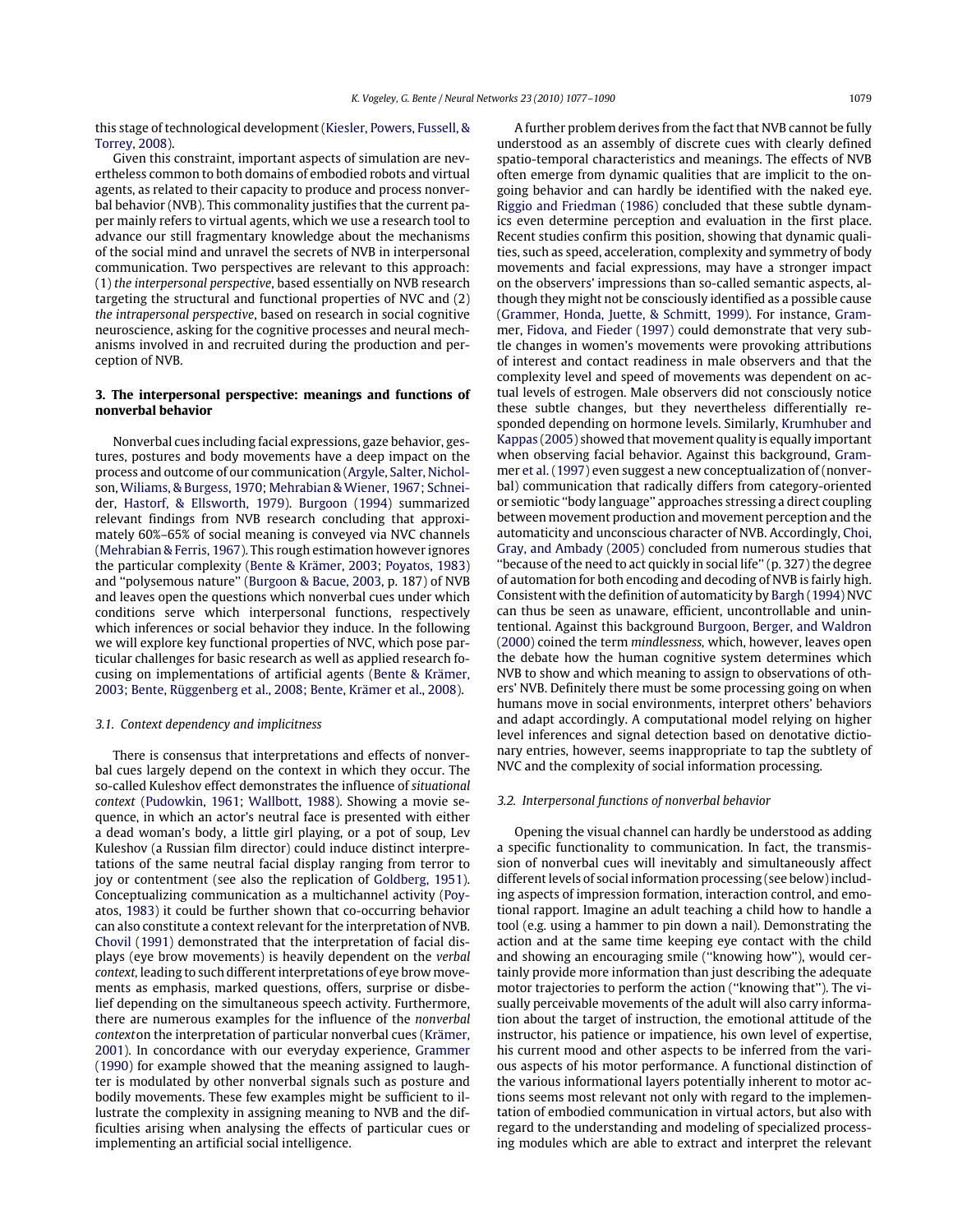this stage of technological development (Kiesler, Powers, Fussell, & Torrey, 2008).

Given this constraint, important aspects of simulation are nevertheless common to both domains of embodied robots and virtual agents, as related to their capacity to produce and process nonverbal behavior (NVB). This commonality justifies that the current paper mainly refers to virtual agents, which we use a research tool to advance our still fragmentary knowledge about the mechanisms of the social mind and unravel the secrets of NVB in interpersonal communication. Two perspectives are relevant to this approach: (1) *the interpersonal perspective*, based essentially on NVB research targeting the structural and functional properties of NVC and (2) *the intrapersonal perspective*, based on research in social cognitive neuroscience, asking for the cognitive processes and neural mechanisms involved in and recruited during the production and perception of NVB.

## 3. The interpersonal perspective: meanings and functions of nonverbal behavior

Nonverbal cues including facial expressions, gaze behavior, gestures, postures and body movements have a deep impact on the process and outcome of our communication (Argyle, Salter, Nicholson, Wiliams, & Burgess, 1970; Mehrabian & Wiener, 1967; Schneider, Hastorf, & Ellsworth, 1979). Burgoon (1994) summarized relevant findings from NVB research concluding that approximately 60%–65% of social meaning is conveyed via NVC channels (Mehrabian & Ferris, 1967). This rough estimation however ignores the particular complexity (Bente & Krämer, 2003; Poyatos, 1983) and ''polysemous nature'' (Burgoon & Bacue, 2003, p. 187) of NVB and leaves open the questions which nonverbal cues under which conditions serve which interpersonal functions, respectively which inferences or social behavior they induce. In the following we will explore key functional properties of NVC, which pose particular challenges for basic research as well as applied research focusing on implementations of artificial agents (Bente & Krämer, 2003; Bente, Rüggenberg et al., 2008; Bente, Krämer et al., 2008).

### 3.1. Context dependency and implicitness

There is consensus that interpretations and effects of nonverbal cues largely depend on the context in which they occur. The so-called Kuleshov effect demonstrates the influence of *situational context* (Pudowkin, 1961; Wallbott, 1988). Showing a movie sequence, in which an actor's neutral face is presented with either a dead woman's body, a little girl playing, or a pot of soup, Lev Kuleshov (a Russian film director) could induce distinct interpretations of the same neutral facial display ranging from terror to joy or contentment (see also the replication of Goldberg, 1951). Conceptualizing communication as a multichannel activity (Poyatos, 1983) it could be further shown that co-occurring behavior can also constitute a context relevant for the interpretation of NVB. Chovil (1991) demonstrated that the interpretation of facial displays (eye brow movements) is heavily dependent on the *verbal context*, leading to such different interpretations of eye brow movements as emphasis, marked questions, offers, surprise or disbelief depending on the simultaneous speech activity. Furthermore, there are numerous examples for the influence of the *nonverbal context* on the interpretation of particular nonverbal cues (Krämer, 2001). In concordance with our everyday experience, Grammer (1990) for example showed that the meaning assigned to laughter is modulated by other nonverbal signals such as posture and bodily movements. These few examples might be sufficient to illustrate the complexity in assigning meaning to NVB and the difficulties arising when analysing the effects of particular cues or implementing an artificial social intelligence.

A further problem derives from the fact that NVB cannot be fully understood as an assembly of discrete cues with clearly defined spatio-temporal characteristics and meanings. The effects of NVB often emerge from dynamic qualities that are implicit to the ongoing behavior and can hardly be identified with the naked eye. Riggio and Friedman (1986) concluded that these subtle dynamics even determine perception and evaluation in the first place. Recent studies confirm this position, showing that dynamic qualities, such as speed, acceleration, complexity and symmetry of body movements and facial expressions, may have a stronger impact on the observers' impressions than so-called semantic aspects, although they might not be consciously identified as a possible cause (Grammer, Honda, Juette, & Schmitt, 1999). For instance, Grammer, Fidova, and Fieder (1997) could demonstrate that very subtle changes in women's movements were provoking attributions of interest and contact readiness in male observers and that the complexity level and speed of movements was dependent on actual levels of estrogen. Male observers did not consciously notice these subtle changes, but they nevertheless differentially responded depending on hormone levels. Similarly, Krumhuber and Kappas (2005) showed that movement quality is equally important when observing facial behavior. Against this background, Grammer et al. (1997) even suggest a new conceptualization of (nonverbal) communication that radically differs from category-oriented or semiotic ''body language'' approaches stressing a direct coupling between movement production and movement perception and the automaticity and unconscious character of NVB. Accordingly, Choi, Gray, and Ambady (2005) concluded from numerous studies that ''because of the need to act quickly in social life'' (p. 327) the degree of automation for both encoding and decoding of NVB is fairly high. Consistent with the definition of automaticity by Bargh (1994) NVC can thus be seen as unaware, efficient, uncontrollable and unintentional. Against this background Burgoon, Berger, and Waldron (2000) coined the term *mindlessness,* which, however, leaves open the debate how the human cognitive system determines which NVB to show and which meaning to assign to observations of others' NVB. Definitely there must be some processing going on when humans move in social environments, interpret others' behaviors and adapt accordingly. A computational model relying on higher level inferences and signal detection based on denotative dictionary entries, however, seems inappropriate to tap the subtlety of NVC and the complexity of social information processing.

### 3.2. Interpersonal functions of nonverbal behavior

Opening the visual channel can hardly be understood as adding a specific functionality to communication. In fact, the transmission of nonverbal cues will inevitably and simultaneously affect different levels of social information processing (see below) including aspects of impression formation, interaction control, and emotional rapport. Imagine an adult teaching a child how to handle a tool (e.g. using a hammer to pin down a nail). Demonstrating the action and at the same time keeping eye contact with the child and showing an encouraging smile (''knowing how''), would certainly provide more information than just describing the adequate motor trajectories to perform the action (''knowing that''). The visually perceivable movements of the adult will also carry information about the target of instruction, the emotional attitude of the instructor, his patience or impatience, his own level of expertise, his current mood and other aspects to be inferred from the various aspects of his motor performance. A functional distinction of the various informational layers potentially inherent to motor actions seems most relevant not only with regard to the implementation of embodied communication in virtual actors, but also with regard to the understanding and modeling of specialized processing modules which are able to extract and interpret the relevant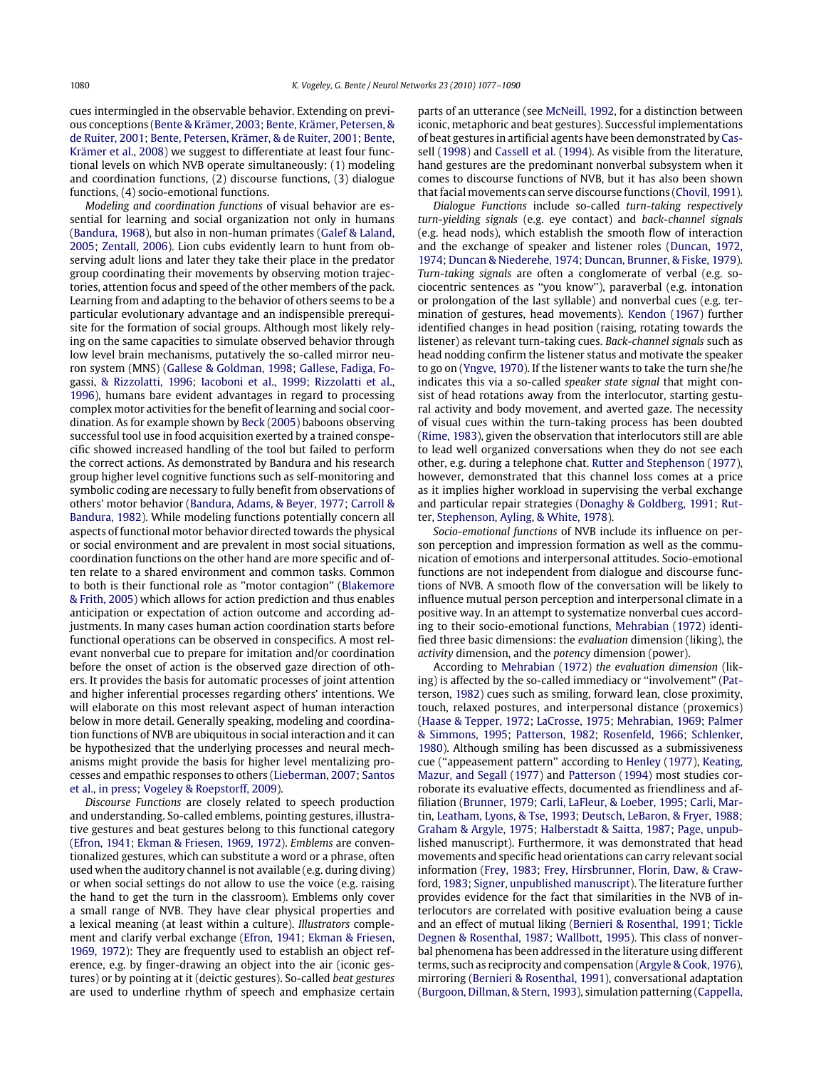cues intermingled in the observable behavior. Extending on previous conceptions (Bente & Krämer, 2003; Bente, Krämer, Petersen, & de Ruiter, 2001; Bente, Petersen, Krämer, & de Ruiter, 2001; Bente, Krämer et al., 2008) we suggest to differentiate at least four functional levels on which NVB operate simultaneously: (1) modeling and coordination functions, (2) discourse functions, (3) dialogue functions, (4) socio-emotional functions.

*Modeling and coordination functions* of visual behavior are essential for learning and social organization not only in humans (Bandura, 1968), but also in non-human primates (Galef & Laland, 2005; Zentall, 2006). Lion cubs evidently learn to hunt from observing adult lions and later they take their place in the predator group coordinating their movements by observing motion trajectories, attention focus and speed of the other members of the pack. Learning from and adapting to the behavior of others seems to be a particular evolutionary advantage and an indispensible prerequisite for the formation of social groups. Although most likely relying on the same capacities to simulate observed behavior through low level brain mechanisms, putatively the so-called mirror neuron system (MNS) (Gallese & Goldman, 1998; Gallese, Fadiga, Fogassi, & Rizzolatti, 1996; Iacoboni et al., 1999; Rizzolatti et al., 1996), humans bare evident advantages in regard to processing complex motor activities for the benefit of learning and social coordination. As for example shown by Beck (2005) baboons observing successful tool use in food acquisition exerted by a trained conspecific showed increased handling of the tool but failed to perform the correct actions. As demonstrated by Bandura and his research group higher level cognitive functions such as self-monitoring and symbolic coding are necessary to fully benefit from observations of others' motor behavior (Bandura, Adams, & Beyer, 1977; Carroll & Bandura, 1982). While modeling functions potentially concern all aspects of functional motor behavior directed towards the physical or social environment and are prevalent in most social situations, coordination functions on the other hand are more specific and often relate to a shared environment and common tasks. Common to both is their functional role as "motor contagion" (Blakemore & Frith, 2005) which allows for action prediction and thus enables anticipation or expectation of action outcome and according adjustments. In many cases human action coordination starts before functional operations can be observed in conspecifics. A most relevant nonverbal cue to prepare for imitation and/or coordination before the onset of action is the observed gaze direction of others. It provides the basis for automatic processes of joint attention and higher inferential processes regarding others' intentions. We will elaborate on this most relevant aspect of human interaction below in more detail. Generally speaking, modeling and coordination functions of NVB are ubiquitous in social interaction and it can be hypothesized that the underlying processes and neural mechanisms might provide the basis for higher level mentalizing processes and empathic responses to others (Lieberman, 2007; Santos et al., in press; Vogeley & Roepstorff, 2009).

*Discourse Functions* are closely related to speech production and understanding. So-called emblems, pointing gestures, illustrative gestures and beat gestures belong to this functional category (Efron, 1941; Ekman & Friesen, 1969, 1972). *Emblems* are conventionalized gestures, which can substitute a word or a phrase, often used when the auditory channel is not available (e.g. during diving) or when social settings do not allow to use the voice (e.g. raising the hand to get the turn in the classroom). Emblems only cover a small range of NVB. They have clear physical properties and a lexical meaning (at least within a culture). *Illustrators* complement and clarify verbal exchange (Efron, 1941; Ekman & Friesen, 1969, 1972): They are frequently used to establish an object reference, e.g. by finger-drawing an object into the air (iconic gestures) or by pointing at it (deictic gestures). So-called *beat gestures* are used to underline rhythm of speech and emphasize certain parts of an utterance (see McNeill, 1992, for a distinction between iconic, metaphoric and beat gestures). Successful implementations of beat gestures in artificial agents have been demonstrated by Cassell (1998) and Cassell et al. (1994). As visible from the literature, hand gestures are the predominant nonverbal subsystem when it comes to discourse functions of NVB, but it has also been shown that facial movements can serve discourse functions (Chovil, 1991).

*Dialogue Functions* include so-called *turn-taking respectively turn-yielding signals* (e.g. eye contact) and *back-channel signals* (e.g. head nods), which establish the smooth flow of interaction and the exchange of speaker and listener roles (Duncan, 1972, 1974; Duncan & Niederehe, 1974; Duncan, Brunner, & Fiske, 1979). *Turn-taking signals* are often a conglomerate of verbal (e.g. sociocentric sentences as "you know"), paraverbal (e.g. intonation or prolongation of the last syllable) and nonverbal cues (e.g. termination of gestures, head movements). Kendon (1967) further identified changes in head position (raising, rotating towards the listener) as relevant turn-taking cues. *Back-channel signals* such as head nodding confirm the listener status and motivate the speaker to go on (Yngve, 1970). If the listener wants to take the turn she/he indicates this via a so-called *speaker state signal* that might consist of head rotations away from the interlocutor, starting gestural activity and body movement, and averted gaze. The necessity of visual cues within the turn-taking process has been doubted (Rime, 1983), given the observation that interlocutors still are able to lead well organized conversations when they do not see each other, e.g. during a telephone chat. Rutter and Stephenson (1977), however, demonstrated that this channel loss comes at a price as it implies higher workload in supervising the verbal exchange and particular repair strategies (Donaghy & Goldberg, 1991; Rutter, Stephenson, Ayling, & White, 1978).

*Socio-emotional functions* of NVB include its influence on person perception and impression formation as well as the communication of emotions and interpersonal attitudes. Socio-emotional functions are not independent from dialogue and discourse functions of NVB. A smooth flow of the conversation will be likely to influence mutual person perception and interpersonal climate in a positive way. In an attempt to systematize nonverbal cues according to their socio-emotional functions, Mehrabian (1972) identified three basic dimensions: the *evaluation* dimension (liking), the *activity* dimension, and the *potency* dimension (power).

According to Mehrabian (1972) *the evaluation dimension* (liking) is affected by the so-called immediacy or "involvement" (Patterson, 1982) cues such as smiling, forward lean, close proximity, touch, relaxed postures, and interpersonal distance (proxemics) (Haase & Tepper, 1972; LaCrosse, 1975; Mehrabian, 1969; Palmer & Simmons, 1995; Patterson, 1982; Rosenfeld, 1966; Schlenker, 1980). Although smiling has been discussed as a submissiveness cue ("appeasement pattern" according to Henley (1977), Keating, Mazur, and Segall (1977) and Patterson (1994) most studies corroborate its evaluative effects, documented as friendliness and affiliation (Brunner, 1979; Carli, LaFleur, & Loeber, 1995; Carli, Martin, Leatham, Lyons, & Tse, 1993; Deutsch, LeBaron, & Fryer, 1988; Graham & Argyle, 1975; Halberstadt & Saitta, 1987; Page, unpublished manuscript). Furthermore, it was demonstrated that head movements and specific head orientations can carry relevant social information (Frey, 1983; Frey, Hirsbrunner, Florin, Daw, & Crawford, 1983; Signer, unpublished manuscript). The literature further provides evidence for the fact that similarities in the NVB of interlocutors are correlated with positive evaluation being a cause and an effect of mutual liking (Bernieri & Rosenthal, 1991; Tickle Degnen & Rosenthal, 1987; Wallbott, 1995). This class of nonverbal phenomena has been addressed in the literature using different terms, such as reciprocity and compensation (Argyle & Cook, 1976), mirroring (Bernieri & Rosenthal, 1991), conversational adaptation (Burgoon, Dillman, & Stern, 1993), simulation patterning (Cappella,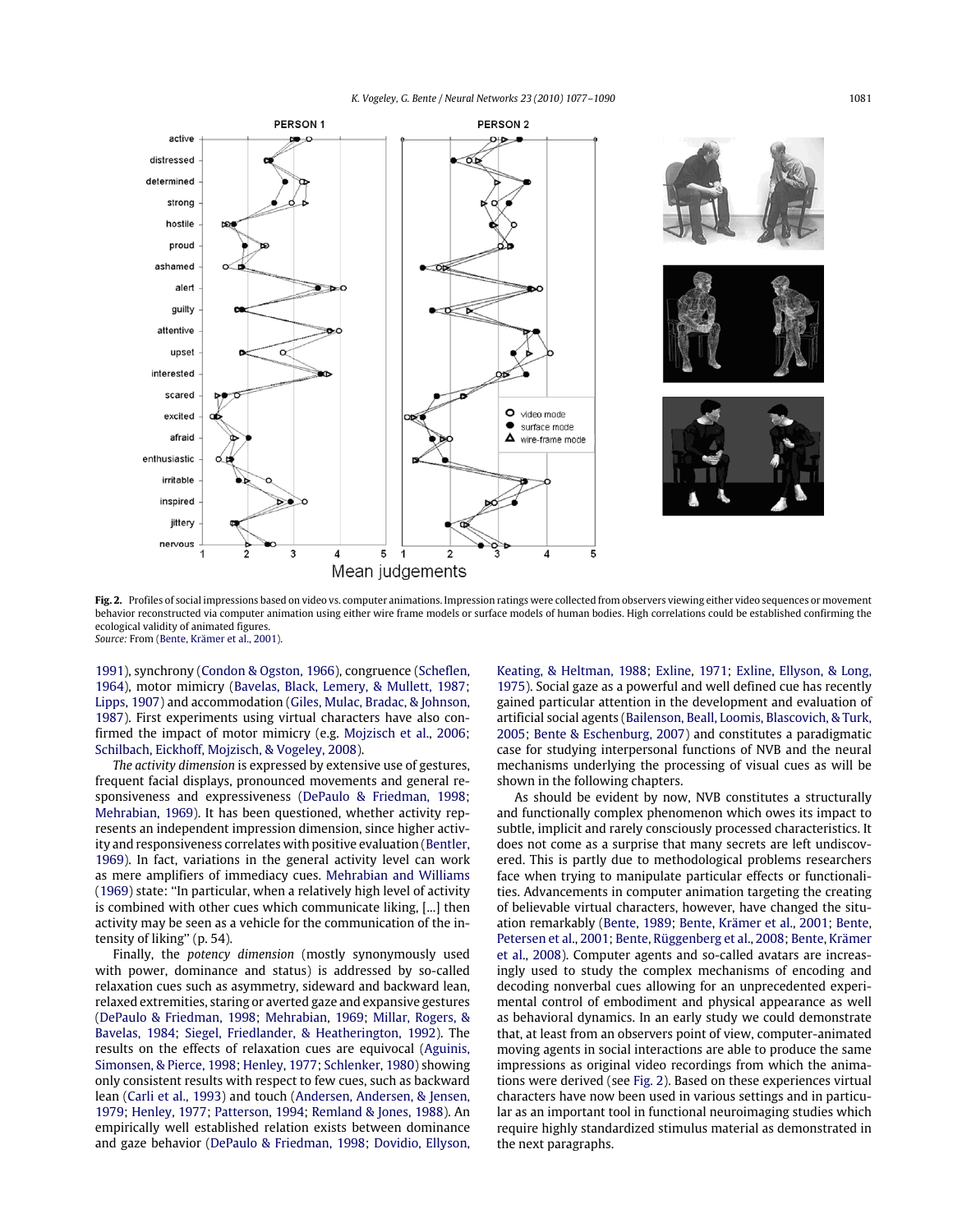**Fig. 2.** Profiles of social impressions based on video vs. computer animations. Impression ratings were collected from observers viewing either video sequences or movement behavior reconstructed via computer animation using either wire frame models or surface models of human bodies. High correlations could be established confirming the ecological validity of animated figures.
*Source:* From (Bente, Krämer et al., 2001).

1991), synchrony (Condon & Ogston, 1966), congruence (Scheflen, 1964), motor mimicry (Bavelas, Black, Lemery, & Mullett, 1987; Lipps, 1907) and accommodation (Giles, Mulac, Bradac, & Johnson, 1987). First experiments using virtual characters have also confirmed the impact of motor mimicry (e.g. Mojzisch et al., 2006; Schilbach, Eickhoff, Mojzisch, & Vogeley, 2008).

*The activity dimension* is expressed by extensive use of gestures, frequent facial displays, pronounced movements and general responsiveness and expressiveness (DePaulo & Friedman, 1998; Mehrabian, 1969). It has been questioned, whether activity represents an independent impression dimension, since higher activity and responsiveness correlates with positive evaluation (Bentler, 1969). In fact, variations in the general activity level can work as mere amplifiers of immediacy cues. Mehrabian and Williams (1969) state: "In particular, when a relatively high level of activity is combined with other cues which communicate liking, [...] then activity may be seen as a vehicle for the communication of the intensity of liking" (p. 54).

Finally, the *potency dimension* (mostly synonymously used with power, dominance and status) is addressed by so-called relaxation cues such as asymmetry, sideward and backward lean, relaxed extremities, staring or averted gaze and expansive gestures (DePaulo & Friedman, 1998; Mehrabian, 1969; Millar, Rogers, & Bavelas, 1984; Siegel, Friedlander, & Heatherington, 1992). The results on the effects of relaxation cues are equivocal (Aguinis, Simonsen, & Pierce, 1998; Henley, 1977; Schlenker, 1980) showing only consistent results with respect to few cues, such as backward lean (Carli et al., 1993) and touch (Andersen, Andersen, & Jensen, 1979; Henley, 1977; Patterson, 1994; Remland & Jones, 1988). An empirically well established relation exists between dominance and gaze behavior (DePaulo & Friedman, 1998; Dovidio, Ellyson, Keating, & Heltman, 1988; Exline, 1971; Exline, Ellyson, & Long, 1975). Social gaze as a powerful and well defined cue has recently gained particular attention in the development and evaluation of artificial social agents (Bailenson, Beall, Loomis, Blascovich, & Turk, 2005; Bente & Eschenburg, 2007) and constitutes a paradigmatic case for studying interpersonal functions of NVB and the neural mechanisms underlying the processing of visual cues as will be shown in the following chapters.

As should be evident by now, NVB constitutes a structurally and functionally complex phenomenon which owes its impact to subtle, implicit and rarely consciously processed characteristics. It does not come as a surprise that many secrets are left undiscovered. This is partly due to methodological problems researchers face when trying to manipulate particular effects or functionalities. Advancements in computer animation targeting the creating of believable virtual characters, however, have changed the situation remarkably (Bente, 1989; Bente, Krämer et al., 2001; Bente, Petersen et al., 2001; Bente, Rüggenberg et al., 2008; Bente, Krämer et al., 2008). Computer agents and so-called avatars are increasingly used to study the complex mechanisms of encoding and decoding nonverbal cues allowing for an unprecedented experimental control of embodiment and physical appearance as well as behavioral dynamics. In an early study we could demonstrate that, at least from an observers point of view, computer-animated moving agents in social interactions are able to produce the same impressions as original video recordings from which the animations were derived (see Fig. 2). Based on these experiences virtual characters have now been used in various settings and in particular as an important tool in functional neuroimaging studies which require highly standardized stimulus material as demonstrated in the next paragraphs.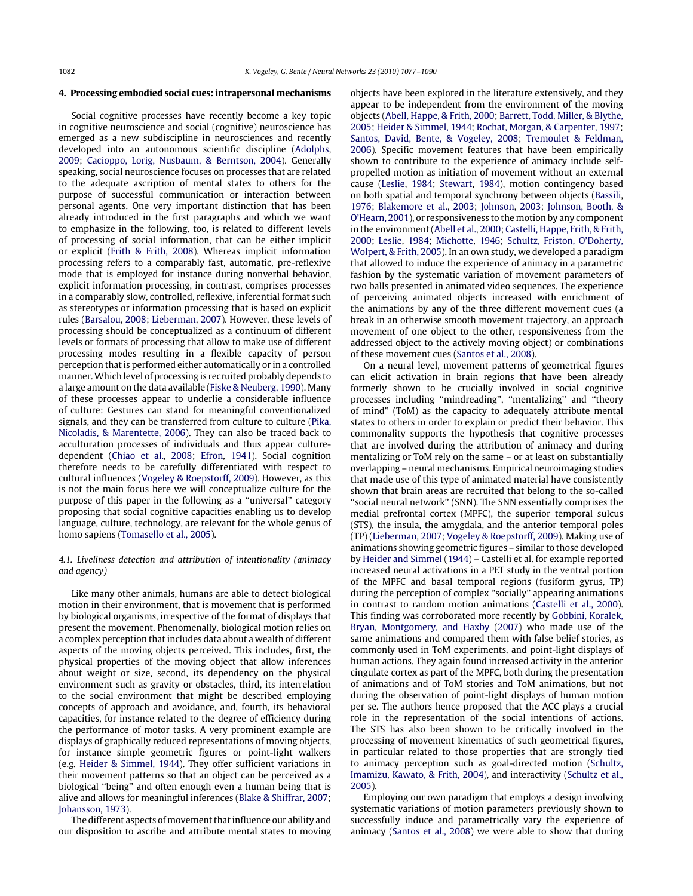## 4. Processing embodied social cues: intrapersonal mechanisms

Social cognitive processes have recently become a key topic in cognitive neuroscience and social (cognitive) neuroscience has emerged as a new subdiscipline in neurosciences and recently developed into an autonomous scientific discipline (Adolphs, 2009; Cacioppo, Lorig, Nusbaum, & Berntson, 2004). Generally speaking, social neuroscience focuses on processes that are related to the adequate ascription of mental states to others for the purpose of successful communication or interaction between personal agents. One very important distinction that has been already introduced in the first paragraphs and which we want to emphasize in the following, too, is related to different levels of processing of social information, that can be either implicit or explicit (Frith & Frith, 2008). Whereas implicit information processing refers to a comparably fast, automatic, pre-reflexive mode that is employed for instance during nonverbal behavior, explicit information processing, in contrast, comprises processes in a comparably slow, controlled, reflexive, inferential format such as stereotypes or information processing that is based on explicit rules (Barsalou, 2008; Lieberman, 2007). However, these levels of processing should be conceptualized as a continuum of different levels or formats of processing that allow to make use of different processing modes resulting in a flexible capacity of person perception that is performed either automatically or in a controlled manner. Which level of processing is recruited probably depends to a large amount on the data available (Fiske & Neuberg, 1990). Many of these processes appear to underlie a considerable influence of culture: Gestures can stand for meaningful conventionalized signals, and they can be transferred from culture to culture (Pika, Nicoladis, & Marentette, 2006). They can also be traced back to acculturation processes of individuals and thus appear culture-dependent (Chiao et al., 2008; Efron, 1941). Social cognition therefore needs to be carefully differentiated with respect to cultural influences (Vogeley & Roepstorff, 2009). However, as this is not the main focus here we will conceptualize culture for the purpose of this paper in the following as a ''universal'' category proposing that social cognitive capacities enabling us to develop language, culture, technology, are relevant for the whole genus of homo sapiens (Tomasello et al., 2005).

### 4.1. Liveliness detection and attribution of intentionality (animacy and agency)

Like many other animals, humans are able to detect biological motion in their environment, that is movement that is performed by biological organisms, irrespective of the format of displays that present the movement. Phenomenally, biological motion relies on a complex perception that includes data about a wealth of different aspects of the moving objects perceived. This includes, first, the physical properties of the moving object that allow inferences about weight or size, second, its dependency on the physical environment such as gravity or obstacles, third, its interrelation to the social environment that might be described employing concepts of approach and avoidance, and, fourth, its behavioral capacities, for instance related to the degree of efficiency during the performance of motor tasks. A very prominent example are displays of graphically reduced representations of moving objects, for instance simple geometric figures or point-light walkers (e.g. Heider & Simmel, 1944). They offer sufficient variations in their movement patterns so that an object can be perceived as a biological ''being'' and often enough even a human being that is alive and allows for meaningful inferences (Blake & Shiffrar, 2007; Johansson, 1973).

The different aspects of movement that influence our ability and our disposition to ascribe and attribute mental states to moving objects have been explored in the literature extensively, and they appear to be independent from the environment of the moving objects (Abell, Happe, & Frith, 2000; Barrett, Todd, Miller, & Blythe, 2005; Heider & Simmel, 1944; Rochat, Morgan, & Carpenter, 1997; Santos, David, Bente, & Vogeley, 2008; Tremoulet & Feldman, 2006). Specific movement features that have been empirically shown to contribute to the experience of animacy include self-propelled motion as initiation of movement without an external cause (Leslie, 1984; Stewart, 1984), motion contingency based on both spatial and temporal synchrony between objects (Bassili, 1976; Blakemore et al., 2003; Johnson, 2003; Johnson, Booth, & O'Hearn, 2001), or responsiveness to the motion by any component in the environment (Abell et al., 2000; Castelli, Happe, Frith, & Frith, 2000; Leslie, 1984; Michotte, 1946; Schultz, Friston, O'Doherty, Wolpert, & Frith, 2005). In an own study, we developed a paradigm that allowed to induce the experience of animacy in a parametric fashion by the systematic variation of movement parameters of two balls presented in animated video sequences. The experience of perceiving animated objects increased with enrichment of the animations by any of the three different movement cues (a break in an otherwise smooth movement trajectory, an approach movement of one object to the other, responsiveness from the addressed object to the actively moving object) or combinations of these movement cues (Santos et al., 2008).

On a neural level, movement patterns of geometrical figures can elicit activation in brain regions that have been already formerly shown to be crucially involved in social cognitive processes including ''mindreading'', ''mentalizing'' and ''theory of mind'' (ToM) as the capacity to adequately attribute mental states to others in order to explain or predict their behavior. This commonality supports the hypothesis that cognitive processes that are involved during the attribution of animacy and during mentalizing or ToM rely on the same – or at least on substantially overlapping – neural mechanisms. Empirical neuroimaging studies that made use of this type of animated material have consistently shown that brain areas are recruited that belong to the so-called ''social neural network'' (SNN). The SNN essentially comprises the medial prefrontal cortex (MPFC), the superior temporal sulcus (STS), the insula, the amygdala, and the anterior temporal poles (TP) (Lieberman, 2007; Vogeley & Roepstorff, 2009). Making use of animations showing geometric figures – similar to those developed by Heider and Simmel (1944) – Castelli et al. for example reported increased neural activations in a PET study in the ventral portion of the MPFC and basal temporal regions (fusiform gyrus, TP) during the perception of complex ''socially'' appearing animations in contrast to random motion animations (Castelli et al., 2000). This finding was corroborated more recently by Gobbini, Koralek, Bryan, Montgomery, and Haxby (2007) who made use of the same animations and compared them with false belief stories, as commonly used in ToM experiments, and point-light displays of human actions. They again found increased activity in the anterior cingulate cortex as part of the MPFC, both during the presentation of animations and of ToM stories and ToM animations, but not during the observation of point-light displays of human motion per se. The authors hence proposed that the ACC plays a crucial role in the representation of the social intentions of actions. The STS has also been shown to be critically involved in the processing of movement kinematics of such geometrical figures, in particular related to those properties that are strongly tied to animacy perception such as goal-directed motion (Schultz, Imamizu, Kawato, & Frith, 2004), and interactivity (Schultz et al., 2005).

Employing our own paradigm that employs a design involving systematic variations of motion parameters previously shown to successfully induce and parametrically vary the experience of animacy (Santos et al., 2008) we were able to show that during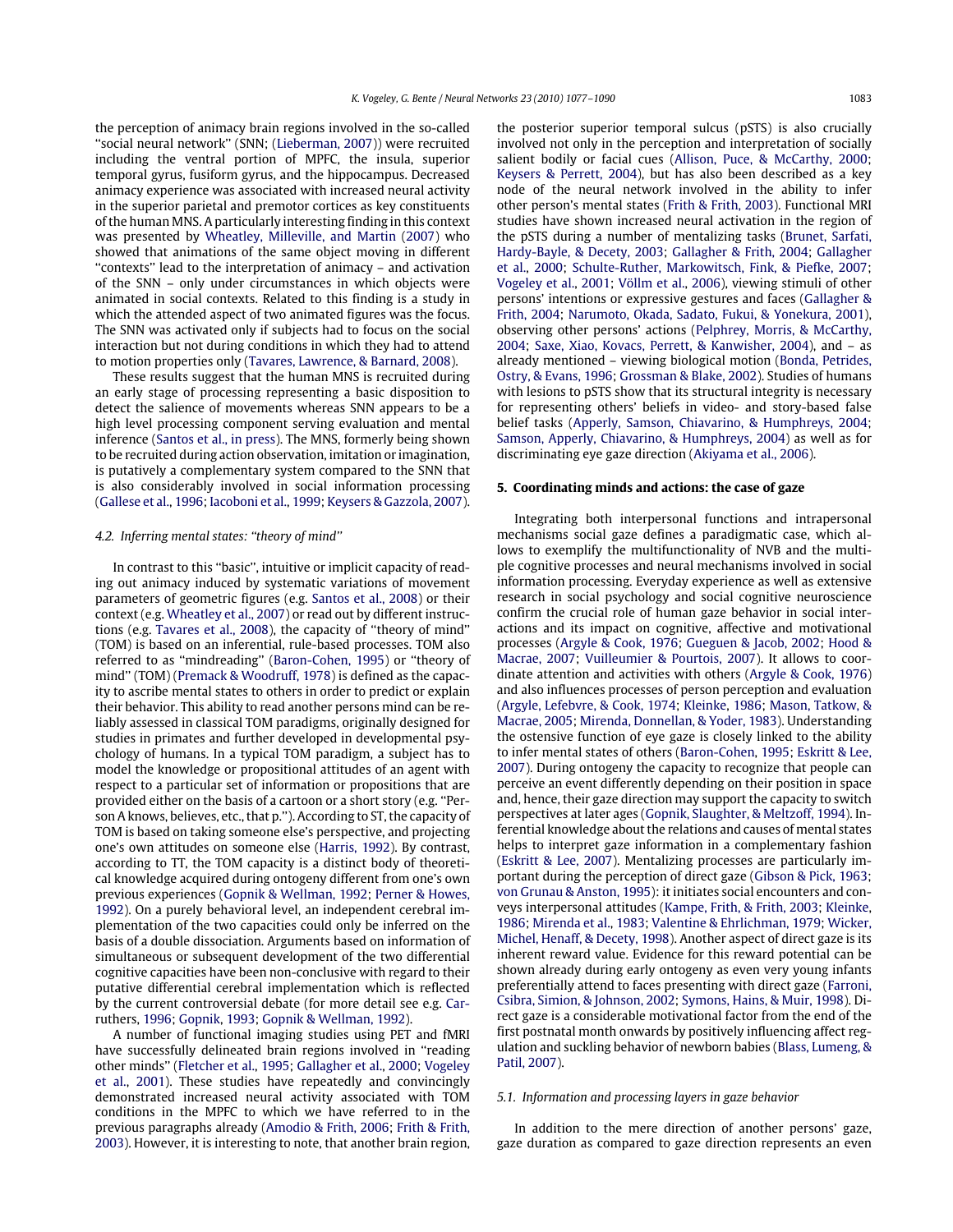the perception of animacy brain regions involved in the so-called "social neural network" (SNN; (Lieberman, 2007)) were recruited including the ventral portion of MPFC, the insula, superior temporal gyrus, fusiform gyrus, and the hippocampus. Decreased animacy experience was associated with increased neural activity in the superior parietal and premotor cortices as key constituents of the human MNS. A particularly interesting finding in this context was presented by Wheatley, Milleville, and Martin (2007) who showed that animations of the same object moving in different "contexts" lead to the interpretation of animacy – and activation of the SNN – only under circumstances in which objects were animated in social contexts. Related to this finding is a study in which the attended aspect of two animated figures was the focus. The SNN was activated only if subjects had to focus on the social interaction but not during conditions in which they had to attend to motion properties only (Tavares, Lawrence, & Barnard, 2008).

These results suggest that the human MNS is recruited during an early stage of processing representing a basic disposition to detect the salience of movements whereas SNN appears to be a high level processing component serving evaluation and mental inference (Santos et al., in press). The MNS, formerly being shown to be recruited during action observation, imitation or imagination, is putatively a complementary system compared to the SNN that is also considerably involved in social information processing (Gallese et al., 1996; Iacoboni et al., 1999; Keysers & Gazzola, 2007).

### 4.2. Inferring mental states: "theory of mind"

In contrast to this "basic", intuitive or implicit capacity of reading out animacy induced by systematic variations of movement parameters of geometric figures (e.g. Santos et al., 2008) or their context (e.g. Wheatley et al., 2007) or read out by different instructions (e.g. Tavares et al., 2008), the capacity of "theory of mind" (TOM) is based on an inferential, rule-based processes. TOM also referred to as "mindreading" (Baron-Cohen, 1995) or "theory of mind" (TOM) (Premack & Woodruff, 1978) is defined as the capacity to ascribe mental states to others in order to predict or explain their behavior. This ability to read another persons mind can be reliably assessed in classical TOM paradigms, originally designed for studies in primates and further developed in developmental psychology of humans. In a typical TOM paradigm, a subject has to model the knowledge or propositional attitudes of an agent with respect to a particular set of information or propositions that are provided either on the basis of a cartoon or a short story (e.g. "Person A knows, believes, etc., that p."). According to ST, the capacity of TOM is based on taking someone else's perspective, and projecting one's own attitudes on someone else (Harris, 1992). By contrast, according to TT, the TOM capacity is a distinct body of theoretical knowledge acquired during ontogeny different from one's own previous experiences (Gopnik & Wellman, 1992; Perner & Howes, 1992). On a purely behavioral level, an independent cerebral implementation of the two capacities could only be inferred on the basis of a double dissociation. Arguments based on information of simultaneous or subsequent development of the two differential cognitive capacities have been non-conclusive with regard to their putative differential cerebral implementation which is reflected by the current controversial debate (for more detail see e.g. Carruthers, 1996; Gopnik, 1993; Gopnik & Wellman, 1992).

A number of functional imaging studies using PET and fMRI have successfully delineated brain regions involved in "reading other minds" (Fletcher et al., 1995; Gallagher et al., 2000; Vogeley et al., 2001). These studies have repeatedly and convincingly demonstrated increased neural activity associated with TOM conditions in the MPFC to which we have referred to in the previous paragraphs already (Amodio & Frith, 2006; Frith & Frith, 2003). However, it is interesting to note, that another brain region, the posterior superior temporal sulcus (pSTS) is also crucially involved not only in the perception and interpretation of socially salient bodily or facial cues (Allison, Puce, & McCarthy, 2000; Keysers & Perrett, 2004), but has also been described as a key node of the neural network involved in the ability to infer other person's mental states (Frith & Frith, 2003). Functional MRI studies have shown increased neural activation in the region of the pSTS during a number of mentalizing tasks (Brunet, Sarfati, Hardy-Bayle, & Decety, 2003; Gallagher & Frith, 2004; Gallagher et al., 2000; Schulte-Ruther, Markowitsch, Fink, & Piefke, 2007; Vogeley et al., 2001; Völlm et al., 2006), viewing stimuli of other persons' intentions or expressive gestures and faces (Gallagher & Frith, 2004; Narumoto, Okada, Sadato, Fukui, & Yonekura, 2001), observing other persons' actions (Pelphrey, Morris, & McCarthy, 2004; Saxe, Xiao, Kovacs, Perrett, & Kanwisher, 2004), and – as already mentioned – viewing biological motion (Bonda, Petrides, Ostry, & Evans, 1996; Grossman & Blake, 2002). Studies of humans with lesions to pSTS show that its structural integrity is necessary for representing others' beliefs in video- and story-based false belief tasks (Apperly, Samson, Chiavarino, & Humphreys, 2004; Samson, Apperly, Chiavarino, & Humphreys, 2004) as well as for discriminating eye gaze direction (Akiyama et al., 2006).

## 5. Coordinating minds and actions: the case of gaze

Integrating both interpersonal functions and intrapersonal mechanisms social gaze defines a paradigmatic case, which allows to exemplify the multifunctionality of NVB and the multiple cognitive processes and neural mechanisms involved in social information processing. Everyday experience as well as extensive research in social psychology and social cognitive neuroscience confirm the crucial role of human gaze behavior in social interactions and its impact on cognitive, affective and motivational processes (Argyle & Cook, 1976; Gueguen & Jacob, 2002; Hood & Macrae, 2007; Vuilleumier & Pourtois, 2007). It allows to coordinate attention and activities with others (Argyle & Cook, 1976) and also influences processes of person perception and evaluation (Argyle, Lefebvre, & Cook, 1974; Kleinke, 1986; Mason, Tatkow, & Macrae, 2005; Mirenda, Donnellan, & Yoder, 1983). Understanding the ostensive function of eye gaze is closely linked to the ability to infer mental states of others (Baron-Cohen, 1995; Eskritt & Lee, 2007). During ontogeny the capacity to recognize that people can perceive an event differently depending on their position in space and, hence, their gaze direction may support the capacity to switch perspectives at later ages (Gopnik, Slaughter, & Meltzoff, 1994). Inferential knowledge about the relations and causes of mental states helps to interpret gaze information in a complementary fashion (Eskritt & Lee, 2007). Mentalizing processes are particularly important during the perception of direct gaze (Gibson & Pick, 1963; von Grunau & Anston, 1995): it initiates social encounters and conveys interpersonal attitudes (Kampe, Frith, & Frith, 2003; Kleinke, 1986; Mirenda et al., 1983; Valentine & Ehrlichman, 1979; Wicker, Michel, Henaff, & Decety, 1998). Another aspect of direct gaze is its inherent reward value. Evidence for this reward potential can be shown already during early ontogeny as even very young infants preferentially attend to faces presenting with direct gaze (Farroni, Csibra, Simion, & Johnson, 2002; Symons, Hains, & Muir, 1998). Direct gaze is a considerable motivational factor from the end of the first postnatal month onwards by positively influencing affect regulation and suckling behavior of newborn babies (Blass, Lumeng, & Patil, 2007).

### 5.1. Information and processing layers in gaze behavior

In addition to the mere direction of another persons' gaze, gaze duration as compared to gaze direction represents an even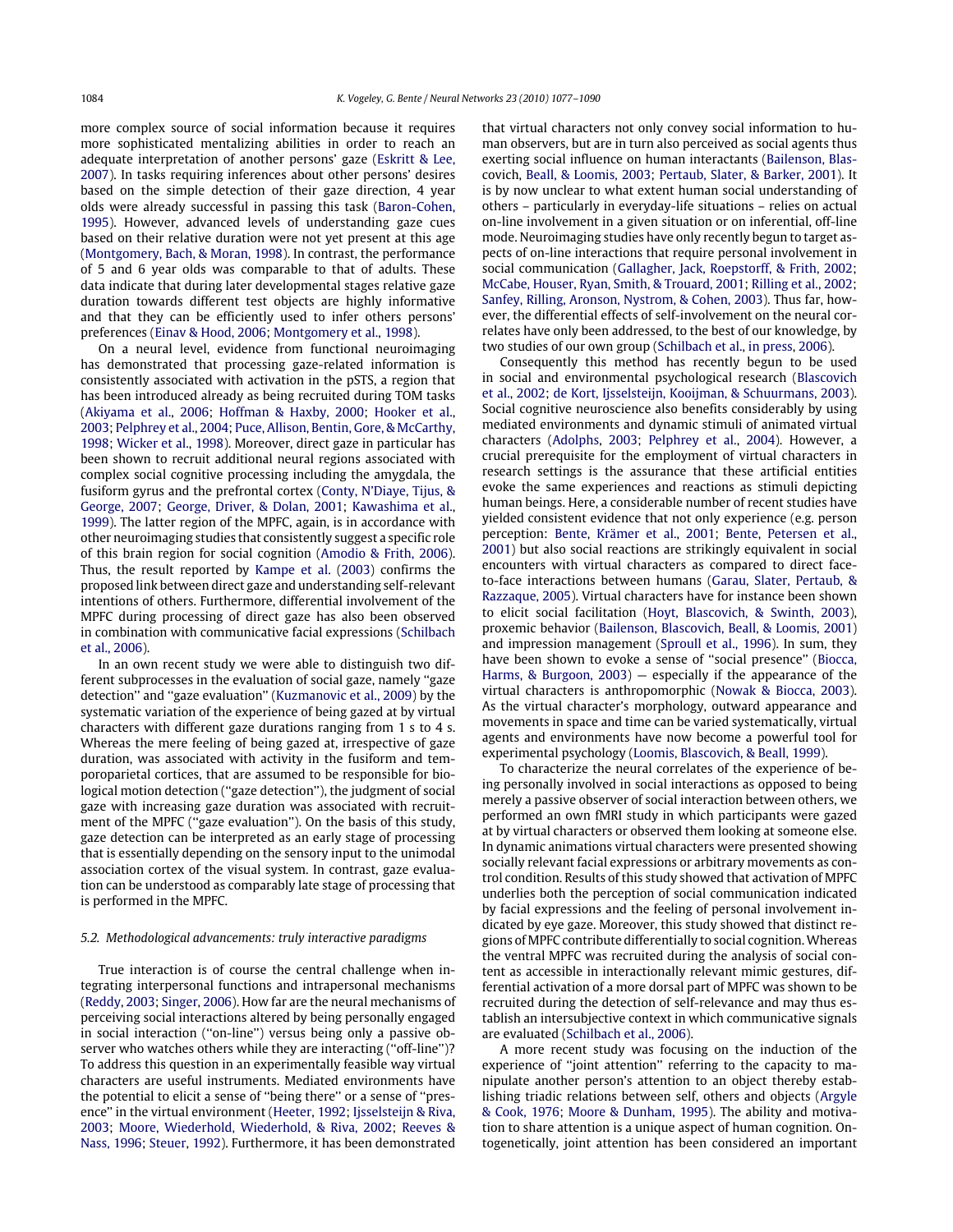more complex source of social information because it requires more sophisticated mentalizing abilities in order to reach an adequate interpretation of another persons' gaze (Eskritt & Lee, 2007). In tasks requiring inferences about other persons' desires based on the simple detection of their gaze direction, 4 year olds were already successful in passing this task (Baron-Cohen, 1995). However, advanced levels of understanding gaze cues based on their relative duration were not yet present at this age (Montgomery, Bach, & Moran, 1998). In contrast, the performance of 5 and 6 year olds was comparable to that of adults. These data indicate that during later developmental stages relative gaze duration towards different test objects are highly informative and that they can be efficiently used to infer others persons' preferences (Einav & Hood, 2006; Montgomery et al., 1998).

On a neural level, evidence from functional neuroimaging has demonstrated that processing gaze-related information is consistently associated with activation in the pSTS, a region that has been introduced already as being recruited during TOM tasks (Akiyama et al., 2006; Hoffman & Haxby, 2000; Hooker et al., 2003; Pelphrey et al., 2004; Puce, Allison, Bentin, Gore, & McCarthy, 1998; Wicker et al., 1998). Moreover, direct gaze in particular has been shown to recruit additional neural regions associated with complex social cognitive processing including the amygdala, the fusiform gyrus and the prefrontal cortex (Conty, N'Diaye, Tijus, & George, 2007; George, Driver, & Dolan, 2001; Kawashima et al., 1999). The latter region of the MPFC, again, is in accordance with other neuroimaging studies that consistently suggest a specific role of this brain region for social cognition (Amodio & Frith, 2006). Thus, the result reported by Kampe et al. (2003) confirms the proposed link between direct gaze and understanding self-relevant intentions of others. Furthermore, differential involvement of the MPFC during processing of direct gaze has also been observed in combination with communicative facial expressions (Schilbach et al., 2006).

In an own recent study we were able to distinguish two different subprocesses in the evaluation of social gaze, namely "gaze detection" and "gaze evaluation" (Kuzmanovic et al., 2009) by the systematic variation of the experience of being gazed at by virtual characters with different gaze durations ranging from 1 s to 4 s. Whereas the mere feeling of being gazed at, irrespective of gaze duration, was associated with activity in the fusiform and temporoparietal cortices, that are assumed to be responsible for biological motion detection ("gaze detection"), the judgment of social gaze with increasing gaze duration was associated with recruitment of the MPFC ("gaze evaluation"). On the basis of this study, gaze detection can be interpreted as an early stage of processing that is essentially depending on the sensory input to the unimodal association cortex of the visual system. In contrast, gaze evaluation can be understood as comparably late stage of processing that is performed in the MPFC.

### 5.2. Methodological advancements: truly interactive paradigms

True interaction is of course the central challenge when integrating interpersonal functions and intrapersonal mechanisms (Reddy, 2003; Singer, 2006). How far are the neural mechanisms of perceiving social interactions altered by being personally engaged in social interaction ("on-line") versus being only a passive observer who watches others while they are interacting ("off-line")? To address this question in an experimentally feasible way virtual characters are useful instruments. Mediated environments have the potential to elicit a sense of "being there" or a sense of "presence" in the virtual environment (Heeter, 1992; Ijsselsteijn & Riva, 2003; Moore, Wiederhold, Wiederhold, & Riva, 2002; Reeves & Nass, 1996; Steuer, 1992). Furthermore, it has been demonstrated that virtual characters not only convey social information to human observers, but are in turn also perceived as social agents thus exerting social influence on human interactants (Bailenson, Blascovich, Beall, & Loomis, 2003; Pertaub, Slater, & Barker, 2001). It is by now unclear to what extent human social understanding of others – particularly in everyday-life situations – relies on actual on-line involvement in a given situation or on inferential, off-line mode. Neuroimaging studies have only recently begun to target aspects of on-line interactions that require personal involvement in social communication (Gallagher, Jack, Roepstorff, & Frith, 2002; McCabe, Houser, Ryan, Smith, & Trouard, 2001; Rilling et al., 2002; Sanfey, Rilling, Aronson, Nystrom, & Cohen, 2003). Thus far, however, the differential effects of self-involvement on the neural correlates have only been addressed, to the best of our knowledge, by two studies of our own group (Schilbach et al., in press, 2006).

Consequently this method has recently begun to be used in social and environmental psychological research (Blascovich et al., 2002; de Kort, Ijsselsteijn, Kooijman, & Schuurmans, 2003). Social cognitive neuroscience also benefits considerably by using mediated environments and dynamic stimuli of animated virtual characters (Adolphs, 2003; Pelphrey et al., 2004). However, a crucial prerequisite for the employment of virtual characters in research settings is the assurance that these artificial entities evoke the same experiences and reactions as stimuli depicting human beings. Here, a considerable number of recent studies have yielded consistent evidence that not only experience (e.g. person perception: Bente, Krämer et al., 2001; Bente, Petersen et al., 2001) but also social reactions are strikingly equivalent in social encounters with virtual characters as compared to direct face-to-face interactions between humans (Garau, Slater, Pertaub, & Razzaque, 2005). Virtual characters have for instance been shown to elicit social facilitation (Hoyt, Blascovich, & Swinth, 2003), proxemic behavior (Bailenson, Blascovich, Beall, & Loomis, 2001) and impression management (Sproull et al., 1996). In sum, they have been shown to evoke a sense of "social presence" (Biocca, Harms, & Burgoon, 2003) — especially if the appearance of the virtual characters is anthropomorphic (Nowak & Biocca, 2003). As the virtual character's morphology, outward appearance and movements in space and time can be varied systematically, virtual agents and environments have now become a powerful tool for experimental psychology (Loomis, Blascovich, & Beall, 1999).

To characterize the neural correlates of the experience of being personally involved in social interactions as opposed to being merely a passive observer of social interaction between others, we performed an own fMRI study in which participants were gazed at by virtual characters or observed them looking at someone else. In dynamic animations virtual characters were presented showing socially relevant facial expressions or arbitrary movements as control condition. Results of this study showed that activation of MPFC underlies both the perception of social communication indicated by facial expressions and the feeling of personal involvement indicated by eye gaze. Moreover, this study showed that distinct regions of MPFC contribute differentially to social cognition. Whereas the ventral MPFC was recruited during the analysis of social content as accessible in interactionally relevant mimic gestures, differential activation of a more dorsal part of MPFC was shown to be recruited during the detection of self-relevance and may thus establish an intersubjective context in which communicative signals are evaluated (Schilbach et al., 2006).

A more recent study was focusing on the induction of the experience of "joint attention" referring to the capacity to manipulate another person's attention to an object thereby establishing triadic relations between self, others and objects (Argyle & Cook, 1976; Moore & Dunham, 1995). The ability and motivation to share attention is a unique aspect of human cognition. Ontogenetically, joint attention has been considered an important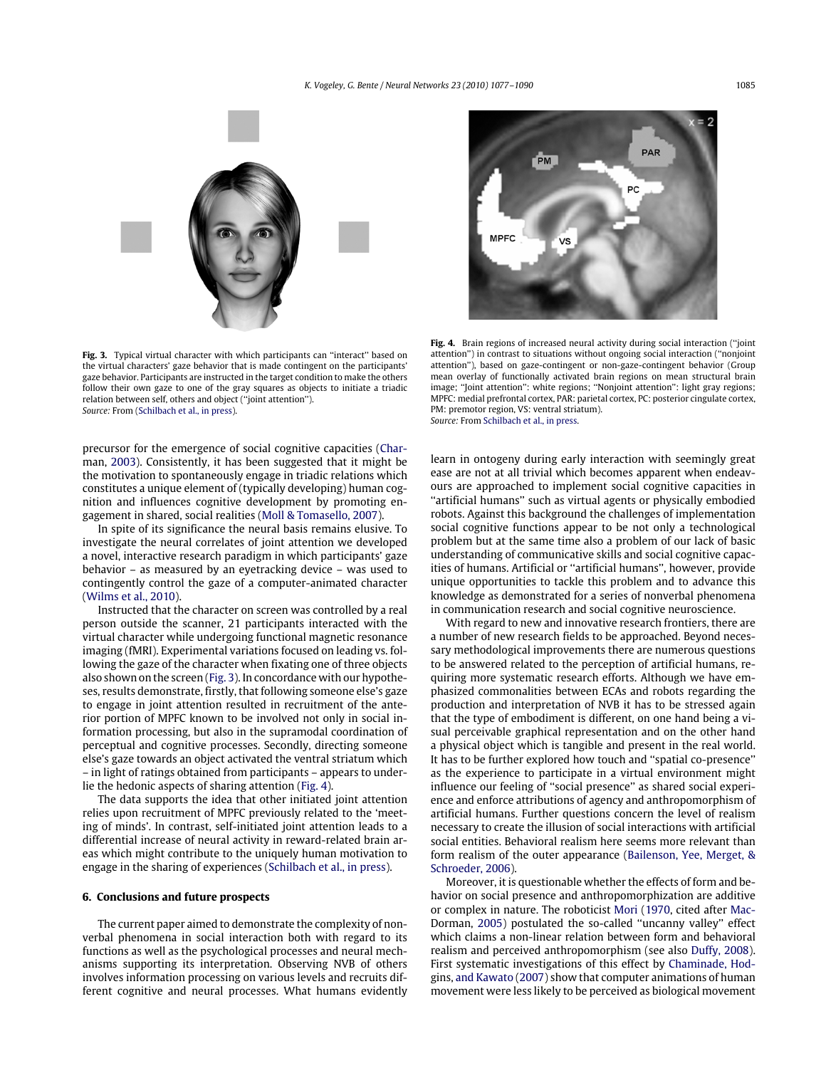**Fig. 3.** Typical virtual character with which participants can "interact" based on the virtual characters' gaze behavior that is made contingent on the participants' gaze behavior. Participants are instructed in the target condition to make the others follow their own gaze to one of the gray squares as objects to initiate a triadic relation between self, others and object ("joint attention").
*Source:* From (Schilbach et al., in press).

**Fig. 4.** Brain regions of increased neural activity during social interaction ("joint attention") in contrast to situations without ongoing social interaction ("nonjoint attention"), based on gaze-contingent or non-gaze-contingent behavior (Group mean overlay of functionally activated brain regions on mean structural brain image; "Joint attention": white regions; "Nonjoint attention": light gray regions; MPFC: medial prefrontal cortex, PAR: parietal cortex, PC: posterior cingulate cortex, PM: premotor region, VS: ventral striatum).
*Source:* From Schilbach et al., in press.

precursor for the emergence of social cognitive capacities (Charman, 2003). Consistently, it has been suggested that it might be the motivation to spontaneously engage in triadic relations which constitutes a unique element of (typically developing) human cognition and influences cognitive development by promoting engagement in shared, social realities (Moll & Tomasello, 2007).

In spite of its significance the neural basis remains elusive. To investigate the neural correlates of joint attention we developed a novel, interactive research paradigm in which participants' gaze behavior – as measured by an eyetracking device – was used to contingently control the gaze of a computer-animated character (Wilms et al., 2010).

Instructed that the character on screen was controlled by a real person outside the scanner, 21 participants interacted with the virtual character while undergoing functional magnetic resonance imaging (fMRI). Experimental variations focused on leading vs. following the gaze of the character when fixating one of three objects also shown on the screen (Fig. 3). In concordance with our hypotheses, results demonstrate, firstly, that following someone else's gaze to engage in joint attention resulted in recruitment of the anterior portion of MPFC known to be involved not only in social information processing, but also in the supramodal coordination of perceptual and cognitive processes. Secondly, directing someone else's gaze towards an object activated the ventral striatum which – in light of ratings obtained from participants – appears to underlie the hedonic aspects of sharing attention (Fig. 4).

The data supports the idea that other initiated joint attention relies upon recruitment of MPFC previously related to the 'meeting of minds'. In contrast, self-initiated joint attention leads to a differential increase of neural activity in reward-related brain areas which might contribute to the uniquely human motivation to engage in the sharing of experiences (Schilbach et al., in press).

## 6. Conclusions and future prospects

The current paper aimed to demonstrate the complexity of nonverbal phenomena in social interaction both with regard to its functions as well as the psychological processes and neural mechanisms supporting its interpretation. Observing NVB of others involves information processing on various levels and recruits different cognitive and neural processes. What humans evidently learn in ontogeny during early interaction with seemingly great ease are not at all trivial which becomes apparent when endeavours are approached to implement social cognitive capacities in "artificial humans" such as virtual agents or physically embodied robots. Against this background the challenges of implementation social cognitive functions appear to be not only a technological problem but at the same time also a problem of our lack of basic understanding of communicative skills and social cognitive capacities of humans. Artificial or "artificial humans", however, provide unique opportunities to tackle this problem and to advance this knowledge as demonstrated for a series of nonverbal phenomena in communication research and social cognitive neuroscience.

With regard to new and innovative research frontiers, there are a number of new research fields to be approached. Beyond necessary methodological improvements there are numerous questions to be answered related to the perception of artificial humans, requiring more systematic research efforts. Although we have emphasized commonalities between ECAs and robots regarding the production and interpretation of NVB it has to be stressed again that the type of embodiment is different, on one hand being a visual perceivable graphical representation and on the other hand a physical object which is tangible and present in the real world. It has to be further explored how touch and "spatial co-presence" as the experience to participate in a virtual environment might influence our feeling of "social presence" as shared social experience and enforce attributions of agency and anthropomorphism of artificial humans. Further questions concern the level of realism necessary to create the illusion of social interactions with artificial social entities. Behavioral realism here seems more relevant than form realism of the outer appearance (Bailenson, Yee, Merget, & Schroeder, 2006).

Moreover, it is questionable whether the effects of form and behavior on social presence and anthropomorphization are additive or complex in nature. The roboticist Mori (1970, cited after MacDorman, 2005) postulated the so-called "uncanny valley" effect which claims a non-linear relation between form and behavioral realism and perceived anthropomorphism (see also Duffy, 2008). First systematic investigations of this effect by Chaminade, Hodgins, and Kawato (2007) show that computer animations of human movement were less likely to be perceived as biological movement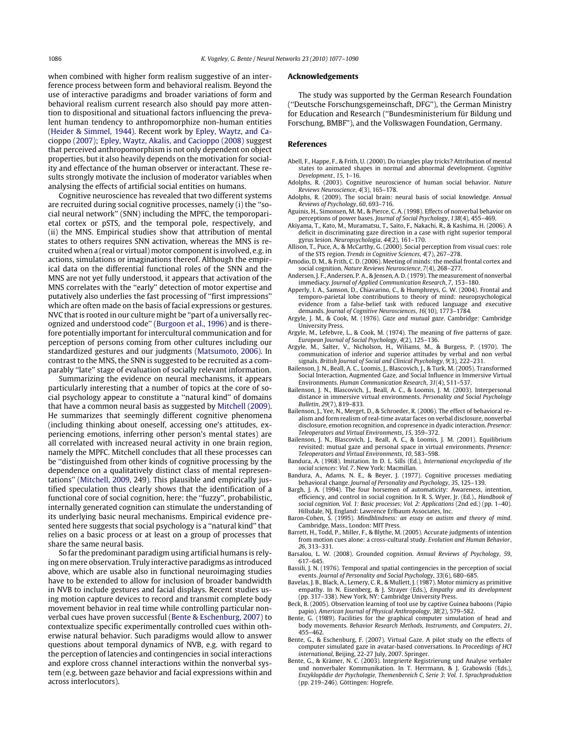when combined with higher form realism suggestive of an interference process between form and behavioral realism. Beyond the use of interactive paradigms and broader variations of form and behavioral realism current research also should pay more attention to dispositional and situational factors influencing the prevalent human tendency to anthropomorphize non-human entities (Heider & Simmel, 1944). Recent work by Epley, Waytz, and Cacioppo (2007); Epley, Waytz, Akalis, and Cacioppo (2008) suggest that perceived anthropomorphism is not only dependent on object properties, but it also heavily depends on the motivation for sociality and effectance of the human observer or interactant. These results strongly motivate the inclusion of moderator variables when analysing the effects of artificial social entities on humans.

Cognitive neuroscience has revealed that two different systems are recruited during social cognitive processes, namely (i) the ''social neural network'' (SNN) including the MPFC, the temporoparietal cortex or pSTS, and the temporal pole, respectively, and (ii) the MNS. Empirical studies show that attribution of mental states to others requires SNN activation, whereas the MNS is recruited when a (real or virtual) motor component is involved, e.g. in actions, simulations or imaginations thereof. Although the empirical data on the differential functional roles of the SNN and the MNS are not yet fully understood, it appears that activation of the MNS correlates with the ''early'' detection of motor expertise and putatively also underlies the fast processing of ''first impressions'' which are often made on the basis of facial expressions or gestures. NVC that is rooted in our culture might be ''part of a universally recognized and understood code'' (Burgoon et al., 1996) and is therefore potentially important for intercultural communication and for perception of persons coming from other cultures including our standardized gestures and our judgments (Matsumoto, 2006). In contrast to the MNS, the SNN is suggested to be recruited as a comparably ''late'' stage of evaluation of socially relevant information.

Summarizing the evidence on neural mechanisms, it appears particularly interesting that a number of topics at the core of social psychology appear to constitute a ''natural kind'' of domains that have a common neural basis as suggested by Mitchell (2009). He summarizes that seemingly different cognitive phenomena (including thinking about oneself, accessing one's attitudes, experiencing emotions, inferring other person's mental states) are all correlated with increased neural activity in one brain region, namely the MPFC. Mitchell concludes that all these processes can be ''distinguished from other kinds of cognitive processing by the dependence on a qualitatively distinct class of mental representations'' (Mitchell, 2009, 249). This plausible and empirically justified speculation thus clearly shows that the identification of a functional core of social cognition, here: the ''fuzzy'', probabilistic, internally generated cognition can stimulate the understanding of its underlying basic neural mechanisms. Empirical evidence presented here suggests that social psychology is a ''natural kind'' that relies on a basic process or at least on a group of processes that share the same neural basis.

So far the predominant paradigm using artificial humans is relying on mere observation. Truly interactive paradigms as introduced above, which are usable also in functional neuroimaging studies have to be extended to allow for inclusion of broader bandwidth in NVB to include gestures and facial displays. Recent studies using motion capture devices to record and transmit complete body movement behavior in real time while controlling particular nonverbal cues have proven successful (Bente & Eschenburg, 2007) to contextualize specific experimentally controlled cues within otherwise natural behavior. Such paradigms would allow to answer questions about temporal dynamics of NVB, e.g. with regard to the perception of latencies and contingencies in social interactions and explore cross channel interactions within the nonverbal system (e.g. between gaze behavior and facial expressions within and across interlocutors).

## Acknowledgements

The study was supported by the German Research Foundation (''Deutsche Forschungsgemeinschaft, DFG''), the German Ministry for Education and Research (''Bundesministerium für Bildung und Forschung, BMBF''), and the Volkswagen Foundation, Germany.

## References

Abell, F., Happe, F., & Frith, U. (2000). Do triangles play tricks? Attribution of mental states to animated shapes in normal and abnormal development. *Cognitive Development*, *15*, 1–16.

Adolphs, R. (2003). Cognitive neuroscience of human social behavior. *Nature Reviews Neuroscience*, *4*(3), 165–178.

Adolphs, R. (2009). The social brain: neural basis of social knowledge. *Annual Reviews of Psychology*, *60*, 693–716.

Aguinis, H., Simonsen, M. M., & Pierce, C. A. (1998). Effects of nonverbal behavior on perceptions of power bases. *Journal of Social Psychology*, *138*(4), 455–469.

Akiyama, T., Kato, M., Muramatsu, T., Saito, F., Nakachi, R., & Kashima, H. (2006). A deficit in discriminating gaze direction in a case with right superior temporal gyrus lesion. *Neuropsychologia*, *44*(2), 161–170.

Allison, T., Puce, A., & McCarthy, G. (2000). Social perception from visual cues: role of the STS region. *Trends in Cognitive Sciences*, *4*(7), 267–278.

Amodio, D. M., & Frith, C. D. (2006). Meeting of minds: the medial frontal cortex and social cognition. *Nature Reviews Neuroscience*, *7*(4), 268–277.

Andersen, J. F., Andersen, P. A., & Jensen, A. D. (1979). The measurement of nonverbal immediacy. *Journal of Applied Communication Research*, *7*, 153–180.

Apperly, I. A., Samson, D., Chiavarino, C., & Humphreys, G. W. (2004). Frontal and temporo-parietal lobe contributions to theory of mind: neuropsychological evidence from a false-belief task with reduced language and executive demands. *Journal of Cognitive Neurosciences*, *16*(10), 1773–1784.

Argyle, J. M., & Cook, M. (1976). *Gaze and mutual gaze*. Cambridge: Cambridge University Press.

Argyle, M., Lefebvre, L., & Cook, M. (1974). The meaning of five patterns of gaze. *European Journal of Social Psychology*, *4*(2), 125–136.

Argyle, M., Salter, V., Nicholson, H., Wiliams, M., & Burgess, P. (1970). The communication of inferior and superior attitudes by verbal and non verbal signals. *British Journal of Social and Clinical Psychology*, *9*(3), 222–231.

Bailenson, J. N., Beall, A. C., Loomis, J., Blascovich, J., & Turk, M. (2005). Transformed Social Interaction, Augmented Gaze, and Social Influence in Immersive Virtual Environments. *Human Communication Research*, *31*(4), 511–537.

Bailenson, J. N., Blascovich, J., Beall, A. C., & Loomis, J. M. (2003). Interpersonal distance in immersive virtual environments. *Personality and Social Psychology Bulletin*, *29*(7), 819–833.

Bailenson, J., Yee, N., Merget, D., & Schroeder, R. (2006). The effect of behavioral realism and form realism of real-time avatar faces on verbal disclosure, nonverbal disclosure, emotion recognition, and copresence in dyadic interaction. *Presence: Teleoperators and Virtual Environments*, *15*, 359–372.

Bailenson, J. N., Blascovich, J., Beall, A. C., & Loomis, J. M. (2001). Equilibrium revisited: mutual gaze and personal space in virtual environments. *Presence: Teleoperators and Virtual Environments*, *10*, 583–598.

Bandura, A. (1968). Imitation. In D. L. Sills (Ed.), *International encyclopedia of the social sciences*: *Vol. 7*. New York: Macmillan.

Bandura, A., Adams, N. E., & Beyer, J. (1977). Cognitive processes mediating behavioral change. *Journal of Personality and Psychology*, *35*, 125–139.

Bargh, J. A. (1994). The four horsemen of automaticity: Awareness, intention, efficiency, and control in social cognition. In R. S. Wyer, Jr. (Ed.)., *Handbook of social cognition, Vol. 1: Basic processes; Vol. 2: Applications* (2nd ed.) (pp. 1–40). Hillsdale, NJ, England: Lawrence Erlbaum Associates, Inc.

Baron-Cohen, S. (1995). *Mindblindness: an essay on autism and theory of mind*. Cambridge, Mass., London: MIT Press.

Barrett, H., Todd, P., Miller, F., & Blythe, M. (2005). Accurate judgments of intention from motion cues alone: a cross-cultural study. *Evolution and Human Behavior*, *26*, 313–331.

Barsalou, L. W. (2008). Grounded cognition. *Annual Reviews of Psychology*, *59*, 617–645.

Bassili, J. N. (1976). Temporal and spatial contingencies in the perception of social events. *Journal of Personality and Social Psychology*, *33*(6), 680–685.

Bavelas, J. B., Black, A., Lemery, C. R., & Mullett, J. (1987). Motor mimicry as primitive empathy. In N. Eisenberg, & J. Strayer (Eds.), *Empathy and its development* (pp. 317–338). New York, NY: Cambridge University Press.

Beck, B. (2005). Observation learning of tool use by captive Guinea baboons (Papio papio). *American Journal of Physical Anthropology*, *38*(2), 579–582.

Bente, G. (1989). Facilities for the graphical computer simulation of head and body movements. *Behavior Research Methods, Instruments, and Computers*, *21*, 455–462.

Bente, G., & Eschenburg, F. (2007). Virtual Gaze. A pilot study on the effects of computer simulated gaze in avatar-based conversations. In *Proceedings of HCI international*, Beijing, 22-27 July, 2007. Springer.

Bente, G., & Krämer, N. C. (2003). Integrierte Registrierung und Analyse verbaler und nonverbaler Kommunikation. In T. Herrmann, & J. Grabowski (Eds.), *Enzyklopädie der Psychologie, Themenbereich C, Serie 3*: *Vol. 1. Sprachproduktion* (pp. 219–246). Göttingen: Hogrefe.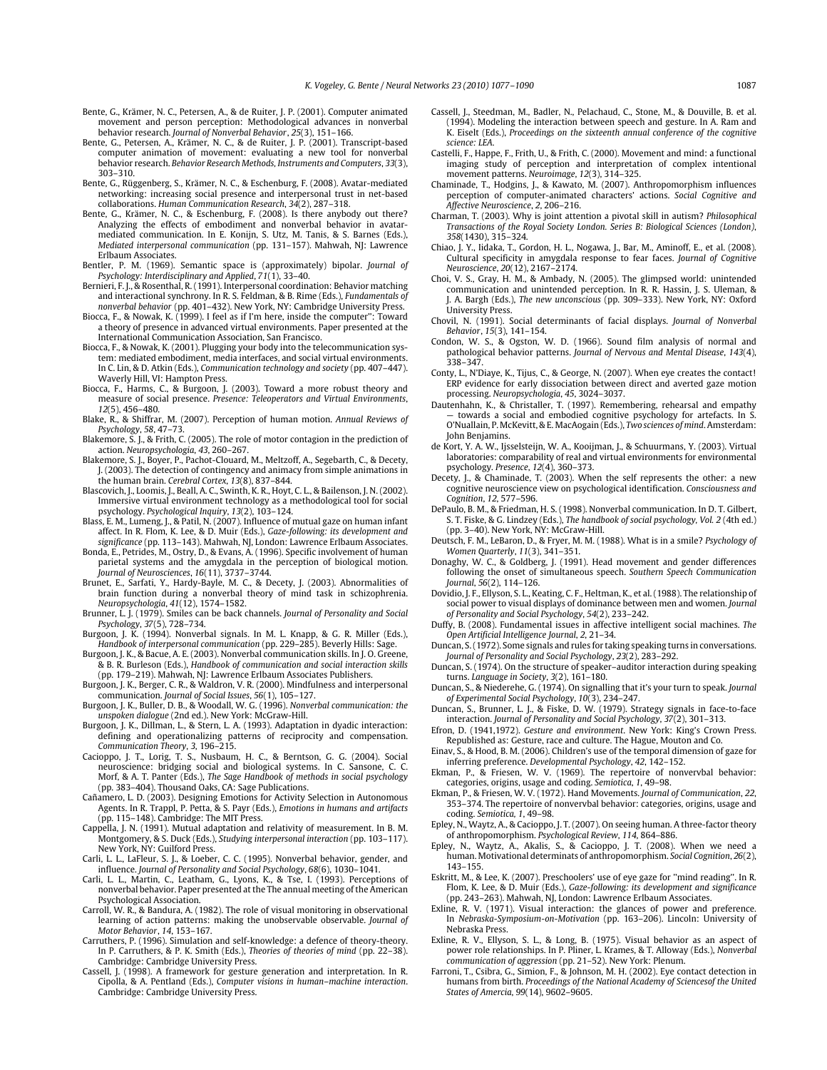Bente, G., Krämer, N. C., Petersen, A., & de Ruiter, J. P. (2001). Computer animated movement and person perception: Methodological advances in nonverbal behavior research. *Journal of Nonverbal Behavior*, *25*(3), 151–166.

Bente, G., Petersen, A., Krämer, N. C., & de Ruiter, J. P. (2001). Transcript-based computer animation of movement: evaluating a new tool for nonverbal behavior research. *Behavior Research Methods, Instruments and Computers*, *33*(3), 303–310.

Bente, G., Rüggenberg, S., Krämer, N. C., & Eschenburg, F. (2008). Avatar-mediated networking: increasing social presence and interpersonal trust in net-based collaborations. *Human Communication Research*, *34*(2), 287–318.

Bente, G., Krämer, N. C., & Eschenburg, F. (2008). Is there anybody out there? Analyzing the effects of embodiment and nonverbal behavior in avatar-mediated communication. In E. Konijn, S. Utz, M. Tanis, & S. Barnes (Eds.), *Mediated interpersonal communication* (pp. 131–157). Mahwah, NJ: Lawrence Erlbaum Associates.

Bentler, P. M. (1969). Semantic space is (approximately) bipolar. *Journal of Psychology: Interdisciplinary and Applied*, *71*(1), 33–40.

Bernieri, F. J., & Rosenthal, R. (1991). Interpersonal coordination: Behavior matching and interactional synchrony. In R. S. Feldman, & B. Rime (Eds.), *Fundamentals of nonverbal behavior* (pp. 401–432). New York, NY: Cambridge University Press.

Biocca, F., & Nowak, K. (1999). I feel as if I'm here, inside the computer'': Toward a theory of presence in advanced virtual environments. Paper presented at the International Communication Association, San Francisco.

Biocca, F., & Nowak, K. (2001). Plugging your body into the telecommunication system: mediated embodiment, media interfaces, and social virtual environments. In C. Lin, & D. Atkin (Eds.), *Communication technology and society* (pp. 407–447). Waverly Hill, VI: Hampton Press.

Biocca, F., Harms, C., & Burgoon, J. (2003). Toward a more robust theory and measure of social presence. *Presence: Teleoperators and Virtual Environments*, *12*(5), 456–480.

Blake, R., & Shiffrar, M. (2007). Perception of human motion. *Annual Reviews of Psychology*, *58*, 47–73.

Blakemore, S. J., & Frith, C. (2005). The role of motor contagion in the prediction of action. *Neuropsychologia*, *43*, 260–267.

Blakemore, S. J., Boyer, P., Pachot-Clouard, M., Meltzoff, A., Segebarth, C., & Decety, J. (2003). The detection of contingency and animacy from simple animations in the human brain. *Cerebral Cortex*, *13*(8), 837–844.

Blascovich, J., Loomis, J., Beall, A. C., Swinth, K. R., Hoyt, C. L., & Bailenson, J. N. (2002). Immersive virtual environment technology as a methodological tool for social psychology. *Psychological Inquiry*, *13*(2), 103–124.

Blass, E. M., Lumeng, J., & Patil, N. (2007). Influence of mutual gaze on human infant affect. In R. Flom, K. Lee, & D. Muir (Eds.), *Gaze-following: its development and significance* (pp. 113–143). Mahwah, NJ, London: Lawrence Erlbaum Associates.

Bonda, E., Petrides, M., Ostry, D., & Evans, A. (1996). Specific involvement of human parietal systems and the amygdala in the perception of biological motion. *Journal of Neurosciences*, *16*(11), 3737–3744.

Brunet, E., Sarfati, Y., Hardy-Bayle, M. C., & Decety, J. (2003). Abnormalities of brain function during a nonverbal theory of mind task in schizophrenia. *Neuropsychologia*, *41*(12), 1574–1582.

Brunner, L. J. (1979). Smiles can be back channels. *Journal of Personality and Social Psychology*, *37*(5), 728–734.

Burgoon, J. K. (1994). Nonverbal signals. In M. L. Knapp, & G. R. Miller (Eds.), *Handbook of interpersonal communication* (pp. 229–285). Beverly Hills: Sage.

Burgoon, J. K., & Bacue, A. E. (2003). Nonverbal communication skills. In J. O. Greene, & B. R. Burleson (Eds.), *Handbook of communication and social interaction skills* (pp. 179–219). Mahwah, NJ: Lawrence Erlbaum Associates Publishers.

Burgoon, J. K., Berger, C. R., & Waldron, V. R. (2000). Mindfulness and interpersonal communication. *Journal of Social Issues*, *56*(1), 105–127.

Burgoon, J. K., Buller, D. B., & Woodall, W. G. (1996). *Nonverbal communication: the unspoken dialogue* (2nd ed.). New York: McGraw-Hill.

Burgoon, J. K., Dillman, L., & Stern, L. A. (1993). Adaptation in dyadic interaction: defining and operationalizing patterns of reciprocity and compensation. *Communication Theory*, *3*, 196–215.

Cacioppo, J. T., Lorig, T. S., Nusbaum, H. C., & Berntson, G. G. (2004). Social neuroscience: bridging social and biological systems. In C. Sansone, C. C. Morf, & A. T. Panter (Eds.), *The Sage Handbook of methods in social psychology* (pp. 383–404). Thousand Oaks, CA: Sage Publications.

Cañamero, L. D. (2003). Designing Emotions for Activity Selection in Autonomous Agents. In R. Trappl, P. Petta, & S. Payr (Eds.), *Emotions in humans and artifacts* (pp. 115–148). Cambridge: The MIT Press.

Cappella, J. N. (1991). Mutual adaptation and relativity of measurement. In B. M. Montgomery, & S. Duck (Eds.), *Studying interpersonal interaction* (pp. 103–117). New York, NY: Guilford Press.

Carli, L. L., LaFleur, S. J., & Loeber, C. C. (1995). Nonverbal behavior, gender, and influence. *Journal of Personality and Social Psychology*, *68*(6), 1030–1041.

Carli, L. L., Martin, C., Leatham, G., Lyons, K., & Tse, I. (1993). Perceptions of nonverbal behavior. Paper presented at The The annual meeting of the American Psychological Association.

Carroll, W. R., & Bandura, A. (1982). The role of visual monitoring in observational learning of action patterns: making the unobservable observable. *Journal of Motor Behavior*, *14*, 153–167.

Carruthers, P. (1996). Simulation and self-knowledge: a defence of theory-theory. In P. Carruthers, & P. K. Smith (Eds.), *Theories of theories of mind* (pp. 22–38). Cambridge: Cambridge University Press.

Cassell, J. (1998). A framework for gesture generation and interpretation. In R. Cipolla, & A. Pentland (Eds.), *Computer visions in human–machine interaction*. Cambridge: Cambridge University Press.

Cassell, J., Steedman, M., Badler, N., Pelachaud, C., Stone, M., & Douville, B. et al. (1994). Modeling the interaction between speech and gesture. In A. Ram and K. Eiselt (Eds.), *Proceedings on the sixteenth annual conference of the cognitive science: LEA*.

Castelli, F., Happe, F., Frith, U., & Frith, C. (2000). Movement and mind: a functional imaging study of perception and interpretation of complex intentional movement patterns. *Neuroimage*, *12*(3), 314–325.

Chaminade, T., Hodgins, J., & Kawato, M. (2007). Anthropomorphism influences perception of computer-animated characters' actions. *Social Cognitive and Affective Neuroscience*, *2*, 206–216.

Charman, T. (2003). Why is joint attention a pivotal skill in autism? *Philosophical Transactions of the Royal Society London. Series B: Biological Sciences (London)*, *358*(1430), 315–324.

Chiao, J. Y., Iidaka, T., Gordon, H. L., Nogawa, J., Bar, M., Aminoff, E., et al. (2008). Cultural specificity in amygdala response to fear faces. *Journal of Cognitive Neuroscience*, *20*(12), 2167–2174.

Choi, V. S., Gray, H. M., & Ambady, N. (2005). The glimpsed world: unintended communication and unintended perception. In R. R. Hassin, J. S. Uleman, & J. A. Bargh (Eds.), *The new unconscious* (pp. 309–333). New York, NY: Oxford University Press.

Chovil, N. (1991). Social determinants of facial displays. *Journal of Nonverbal Behavior*, *15*(3), 141–154.

Condon, W. S., & Ogston, W. D. (1966). Sound film analysis of normal and pathological behavior patterns. *Journal of Nervous and Mental Disease*, *143*(4), 338–347.

Conty, L., N'Diaye, K., Tijus, C., & George, N. (2007). When eye creates the contact! ERP evidence for early dissociation between direct and averted gaze motion processing. *Neuropsychologia*, *45*, 3024–3037.

Dautenhahn, K., & Christaller, T. (1997). Remembering, rehearsal and empathy — towards a social and embodied cognitive psychology for artefacts. In S. O'Nuallain, P. McKevitt, & E. MacAogain (Eds.), *Two sciences of mind*. Amsterdam: John Benjamins.

de Kort, Y. A. W., Ijsselsteijn, W. A., Kooijman, J., & Schuurmans, Y. (2003). Virtual laboratories: comparability of real and virtual environments for environmental psychology. *Presence*, *12*(4), 360–373.

Decety, J., & Chaminade, T. (2003). When the self represents the other: a new cognitive neuroscience view on psychological identification. *Consciousness and Cognition*, *12*, 577–596.

DePaulo, B. M., & Friedman, H. S. (1998). Nonverbal communication. In D. T. Gilbert, S. T. Fiske, & G. Lindzey (Eds.), *The handbook of social psychology, Vol. 2* (4th ed.) (pp. 3–40). New York, NY: McGraw-Hill.

Deutsch, F. M., LeBaron, D., & Fryer, M. M. (1988). What is in a smile? *Psychology of Women Quarterly*, *11*(3), 341–351.

Donaghy, W. C., & Goldberg, J. (1991). Head movement and gender differences following the onset of simultaneous speech. *Southern Speech Communication Journal*, *56*(2), 114–126.

Dovidio, J. F., Ellyson, S. L., Keating, C. F., Heltman, K., et al. (1988). The relationship of social power to visual displays of dominance between men and women. *Journal of Personality and Social Psychology*, *54*(2), 233–242.

Duffy, B. (2008). Fundamental issues in affective intelligent social machines. *The Open Artificial Intelligence Journal*, *2*, 21–34.

Duncan, S. (1972). Some signals and rules for taking speaking turns in conversations. *Journal of Personality and Social Psychology*, *23*(2), 283–292.

Duncan, S. (1974). On the structure of speaker–auditor interaction during speaking turns. *Language in Society*, *3*(2), 161–180.

Duncan, S., & Niederehe, G. (1974). On signalling that it's your turn to speak. *Journal of Experimental Social Psychology*, *10*(3), 234–247.

Duncan, S., Brunner, L. J., & Fiske, D. W. (1979). Strategy signals in face-to-face interaction. *Journal of Personality and Social Psychology*, *37*(2), 301–313.

Efron, D. (1941,1972). *Gesture and environment*. New York: King's Crown Press. Republished as: Gesture, race and culture. The Hague, Mouton and Co.

Einav, S., & Hood, B. M. (2006). Children's use of the temporal dimension of gaze for inferring preference. *Developmental Psychology*, *42*, 142–152.

Ekman, P., & Friesen, W. V. (1969). The repertoire of nonvervbal behavior: categories, origins, usage and coding. *Semiotica*, *1*, 49–98.

Ekman, P., & Friesen, W. V. (1972). Hand Movements. *Journal of Communication*, *22*, 353–374. The repertoire of nonvervbal behavior: categories, origins, usage and coding. *Semiotica*, *1*, 49–98.

Epley, N., Waytz, A., & Cacioppo, J. T. (2007). On seeing human. A three-factor theory of anthropomorphism. *Psychological Review*, *114*, 864–886.

Epley, N., Waytz, A., Akalis, S., & Cacioppo, J. T. (2008). When we need a human. Motivational determinats of anthropomorphism. *Social Cognition*, *26*(2), 143–155.

Eskritt, M., & Lee, K. (2007). Preschoolers' use of eye gaze for ''mind reading''. In R. Flom, K. Lee, & D. Muir (Eds.), *Gaze-following: its development and significance* (pp. 243–263). Mahwah, NJ, London: Lawrence Erlbaum Associates.

Exline, R. V. (1971). Visual interaction: the glances of power and preference. In *Nebraska-Symposium-on-Motivation* (pp. 163–206). Lincoln: University of Nebraska Press.

Exline, R. V., Ellyson, S. L., & Long, B. (1975). Visual behavior as an aspect of power role relationships. In P. Pliner, L. Krames, & T. Alloway (Eds.), *Nonverbal communication of aggression* (pp. 21–52). New York: Plenum.

Farroni, T., Csibra, G., Simion, F., & Johnson, M. H. (2002). Eye contact detection in humans from birth. *Proceedings of the National Academy of Sciencesof the United States of Amercia*, *99*(14), 9602–9605.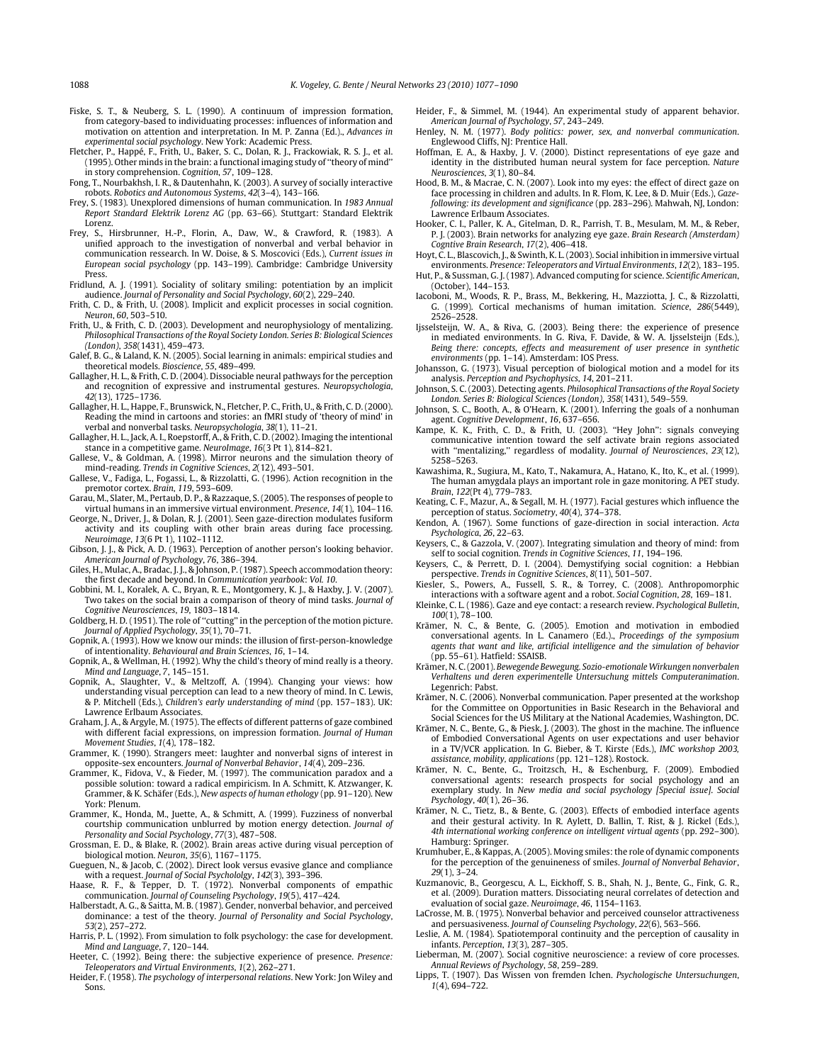Fiske, S. T., & Neuberg, S. L. (1990). A continuum of impression formation, from category-based to individuating processes: influences of information and motivation on attention and interpretation. In M. P. Zanna (Ed.)., *Advances in experimental social psychology*. New York: Academic Press.

Fletcher, P., Happé, F., Frith, U., Baker, S. C., Dolan, R. J., Frackowiak, R. S. J., et al. (1995). Other minds in the brain: a functional imaging study of "theory of mind" in story comprehension. *Cognition*, *57*, 109–128.

Fong, T., Nourbakhsh, I. R., & Dautenhahn, K. (2003). A survey of socially interactive robots. *Robotics and Autonomous Systems*, *42*(3–4), 143–166.

Frey, S. (1983). Unexplored dimensions of human communication. In *1983 Annual Report Standard Elektrik Lorenz AG* (pp. 63–66). Stuttgart: Standard Elektrik Lorenz.

Frey, S., Hirsbrunner, H.-P., Florin, A., Daw, W., & Crawford, R. (1983). A unified approach to the investigation of nonverbal and verbal behavior in communication ressearch. In W. Doise, & S. Moscovici (Eds.), *Current issues in European social psychology* (pp. 143–199). Cambridge: Cambridge University Press.

Fridlund, A. J. (1991). Sociality of solitary smiling: potentiation by an implicit audience. *Journal of Personality and Social Psychology*, *60*(2), 229–240.

Frith, C. D., & Frith, U. (2008). Implicit and explicit processes in social cognition. *Neuron*, *60*, 503–510.

Frith, U., & Frith, C. D. (2003). Development and neurophysiology of mentalizing. *Philosophical Transactions of the Royal Society London. Series B: Biological Sciences (London)*, *358*(1431), 459–473.

Galef, B. G., & Laland, K. N. (2005). Social learning in animals: empirical studies and theoretical models. *Bioscience*, *55*, 489–499.

Gallagher, H. L., & Frith, C. D. (2004). Dissociable neural pathways for the perception and recognition of expressive and instrumental gestures. *Neuropsychologia*, *42*(13), 1725–1736.

Gallagher, H. L., Happe, F., Brunswick, N., Fletcher, P. C., Frith, U., & Frith, C. D. (2000). Reading the mind in cartoons and stories: an fMRI study of 'theory of mind' in verbal and nonverbal tasks. *Neuropsychologia*, *38*(1), 11–21.

Gallagher, H. L., Jack, A. I., Roepstorff, A., & Frith, C. D. (2002). Imaging the intentional stance in a competitive game. *NeuroImage*, *16*(3 Pt 1), 814–821.

Gallese, V., & Goldman, A. (1998). Mirror neurons and the simulation theory of mind-reading. *Trends in Cognitive Sciences*, *2*(12), 493–501.

Gallese, V., Fadiga, L., Fogassi, L., & Rizzolatti, G. (1996). Action recognition in the premotor cortex. *Brain*, *119*, 593–609.

Garau, M., Slater, M., Pertaub, D. P., & Razzaque, S. (2005). The responses of people to virtual humans in an immersive virtual environment. *Presence*, *14*(1), 104–116.

George, N., Driver, J., & Dolan, R. J. (2001). Seen gaze-direction modulates fusiform activity and its coupling with other brain areas during face processing. *Neuroimage*, *13*(6 Pt 1), 1102–1112.

Gibson, J. J., & Pick, A. D. (1963). Perception of another person's looking behavior. *American Journal of Psychology*, *76*, 386–394.

Giles, H., Mulac, A., Bradac, J. J., & Johnson, P. (1987). Speech accommodation theory: the first decade and beyond. In *Communication yearbook*: *Vol. 10*.

Gobbini, M. I., Koralek, A. C., Bryan, R. E., Montgomery, K. J., & Haxby, J. V. (2007). Two takes on the social brain a comparison of theory of mind tasks. *Journal of Cognitive Neurosciences*, *19*, 1803–1814.

Goldberg, H. D. (1951). The role of "cutting" in the perception of the motion picture. *Journal of Applied Psychology*, *35*(1), 70–71.

Gopnik, A. (1993). How we know our minds: the illusion of first-person-knowledge of intentionality. *Behavioural and Brain Sciences*, *16*, 1–14.

Gopnik, A., & Wellman, H. (1992). Why the child's theory of mind really is a theory. *Mind and Language*, *7*, 145–151.

Gopnik, A., Slaughter, V., & Meltzoff, A. (1994). Changing your views: how understanding visual perception can lead to a new theory of mind. In C. Lewis, & P. Mitchell (Eds.), *Children's early understanding of mind* (pp. 157–183). UK: Lawrence Erlbaum Associates.

Graham, J. A., & Argyle, M. (1975). The effects of different patterns of gaze combined with different facial expressions, on impression formation. *Journal of Human Movement Studies*, *1*(4), 178–182.

Grammer, K. (1990). Strangers meet: laughter and nonverbal signs of interest in opposite-sex encounters. *Journal of Nonverbal Behavior*, *14*(4), 209–236.

Grammer, K., Fidova, V., & Fieder, M. (1997). The communication paradox and a possible solution: toward a radical empiricism. In A. Schmitt, K. Atzwanger, K. Grammer, & K. Schäfer (Eds.), *New aspects of human ethology* (pp. 91–120). New York: Plenum.

Grammer, K., Honda, M., Juette, A., & Schmitt, A. (1999). Fuzziness of nonverbal courtship communication unblurred by motion energy detection. *Journal of Personality and Social Psychology*, *77*(3), 487–508.

Grossman, E. D., & Blake, R. (2002). Brain areas active during visual perception of biological motion. *Neuron*, *35*(6), 1167–1175.

Gueguen, N., & Jacob, C. (2002). Direct look versus evasive glance and compliance with a request. *Journal of Social Psychololgy*, *142*(3), 393–396.

Haase, R. F., & Tepper, D. T. (1972). Nonverbal components of empathic communication. *Journal of Counseling Psychology*, *19*(5), 417–424.

Halberstadt, A. G., & Saitta, M. B. (1987). Gender, nonverbal behavior, and perceived dominance: a test of the theory. *Journal of Personality and Social Psychology*, *53*(2), 257–272.

Harris, P. L. (1992). From simulation to folk psychology: the case for development. *Mind and Language*, *7*, 120–144.

Heeter, C. (1992). Being there: the subjective experience of presence. *Presence: Teleoperators and Virtual Environments*, *1*(2), 262–271.

Heider, F. (1958). *The psychology of interpersonal relations*. New York: Jon Wiley and Sons.

Heider, F., & Simmel, M. (1944). An experimental study of apparent behavior. *American Journal of Psychology*, *57*, 243–249.

Henley, N. M. (1977). *Body politics: power, sex, and nonverbal communication*. Englewood Cliffs, NJ: Prentice Hall.

Hoffman, E. A., & Haxby, J. V. (2000). Distinct representations of eye gaze and identity in the distributed human neural system for face perception. *Nature Neurosciences*, *3*(1), 80–84.

Hood, B. M., & Macrae, C. N. (2007). Look into my eyes: the effect of direct gaze on face processing in children and adults. In R. Flom, K. Lee, & D. Muir (Eds.), *Gaze-following: its development and significance* (pp. 283–296). Mahwah, NJ, London: Lawrence Erlbaum Associates.

Hooker, C. I., Paller, K. A., Gitelman, D. R., Parrish, T. B., Mesulam, M. M., & Reber, P. J. (2003). Brain networks for analyzing eye gaze. *Brain Research (Amsterdam) Cogntive Brain Research*, *17*(2), 406–418.

Hoyt, C. L., Blascovich, J., & Swinth, K. L. (2003). Social inhibition in immersive virtual environments. *Presence: Teleoperators and Virtual Environments*, *12*(2), 183–195.

Hut, P., & Sussman, G. J. (1987). Advanced computing for science. *Scientific American*, (October), 144–153.

Iacoboni, M., Woods, R. P., Brass, M., Bekkering, H., Mazziotta, J. C., & Rizzolatti, G. (1999). Cortical mechanisms of human imitation. *Science*, *286*(5449), 2526–2528.

Ijsselsteijn, W. A., & Riva, G. (2003). Being there: the experience of presence in mediated environments. In G. Riva, F. Davide, & W. A. Ijsselsteijn (Eds.), *Being there: concepts, effects and measurement of user presence in synthetic environments* (pp. 1–14). Amsterdam: IOS Press.

Johansson, G. (1973). Visual perception of biological motion and a model for its analysis. *Perception and Psychophysics*, *14*, 201–211.

Johnson, S. C. (2003). Detecting agents. *Philosophical Transactions of the Royal Society London. Series B: Biological Sciences (London)*, *358*(1431), 549–559.

Johnson, S. C., Booth, A., & O'Hearn, K. (2001). Inferring the goals of a nonhuman agent. *Cognitive Development*, *16*, 637–656.

Kampe, K. K., Frith, C. D., & Frith, U. (2003). "Hey John": signals conveying communicative intention toward the self activate brain regions associated with "mentalizing," regardless of modality. *Journal of Neurosciences*, *23*(12), 5258–5263.

Kawashima, R., Sugiura, M., Kato, T., Nakamura, A., Hatano, K., Ito, K., et al. (1999). The human amygdala plays an important role in gaze monitoring. A PET study. *Brain*, *122*(Pt 4), 779–783.

Keating, C. F., Mazur, A., & Segall, M. H. (1977). Facial gestures which influence the perception of status. *Sociometry*, *40*(4), 374–378.

Kendon, A. (1967). Some functions of gaze-direction in social interaction. *Acta Psychologica*, *26*, 22–63.

Keysers, C., & Gazzola, V. (2007). Integrating simulation and theory of mind: from self to social cognition. *Trends in Cognitive Sciences*, *11*, 194–196.

Keysers, C., & Perrett, D. I. (2004). Demystifying social cognition: a Hebbian perspective. *Trends in Cognitive Sciences*, *8*(11), 501–507.

Kiesler, S., Powers, A., Fussell, S. R., & Torrey, C. (2008). Anthropomorphic interactions with a software agent and a robot. *Social Cognition*, *28*, 169–181.

Kleinke, C. L. (1986). Gaze and eye contact: a research review. *Psychological Bulletin*, *100*(1), 78–100.

Krämer, N. C., & Bente, G. (2005). Emotion and motivation in embodied conversational agents. In L. Canamero (Ed.)., *Proceedings of the symposium agents that want and like, artificial intelligence and the simulation of behavior* (pp. 55–61). Hatfield: SSAISB.

Krämer, N. C. (2001). *Bewegende Bewegung. Sozio-emotionale Wirkungen nonverbalen Verhaltens und deren experimentelle Untersuchung mittels Computeranimation*. Legenrich: Pabst.

Krämer, N. C. (2006). Nonverbal communication. Paper presented at the workshop for the Committee on Opportunities in Basic Research in the Behavioral and Social Sciences for the US Military at the National Academies, Washington, DC.

Krämer, N. C., Bente, G., & Piesk, J. (2003). The ghost in the machine. The influence of Embodied Conversational Agents on user expectations and user behavior in a TV/VCR application. In G. Bieber, & T. Kirste (Eds.), *IMC workshop 2003, assistance, mobility, applications* (pp. 121–128). Rostock.

Krämer, N. C., Bente, G., Troitzsch, H., & Eschenburg, F. (2009). Embodied conversational agents: research prospects for social psychology and an exemplary study. In *New media and social psychology [Special issue]. Social Psychology*, *40*(1), 26–36.

Krämer, N. C., Tietz, B., & Bente, G. (2003). Effects of embodied interface agents and their gestural activity. In R. Aylett, D. Ballin, T. Rist, & J. Rickel (Eds.), *4th international working conference on intelligent virtual agents* (pp. 292–300). Hamburg: Springer.

Krumhuber, E., & Kappas, A. (2005). Moving smiles: the role of dynamic components for the perception of the genuineness of smiles. *Journal of Nonverbal Behavior*, *29*(1), 3–24.

Kuzmanovic, B., Georgescu, A. L., Eickhoff, S. B., Shah, N. J., Bente, G., Fink, G. R., et al. (2009). Duration matters. Dissociating neural correlates of detection and evaluation of social gaze. *Neuroimage*, *46*, 1154–1163.

LaCrosse, M. B. (1975). Nonverbal behavior and perceived counselor attractiveness and persuasiveness. *Journal of Counseling Psychology*, *22*(6), 563–566.

Leslie, A. M. (1984). Spatiotemporal continuity and the perception of causality in infants. *Perception*, *13*(3), 287–305.

Lieberman, M. (2007). Social cognitive neuroscience: a review of core processes. *Annual Reviews of Psychology*, *58*, 259–289.

Lipps, T. (1907). Das Wissen von fremden Ichen. *Psychologische Untersuchungen*, *1*(4), 694–722.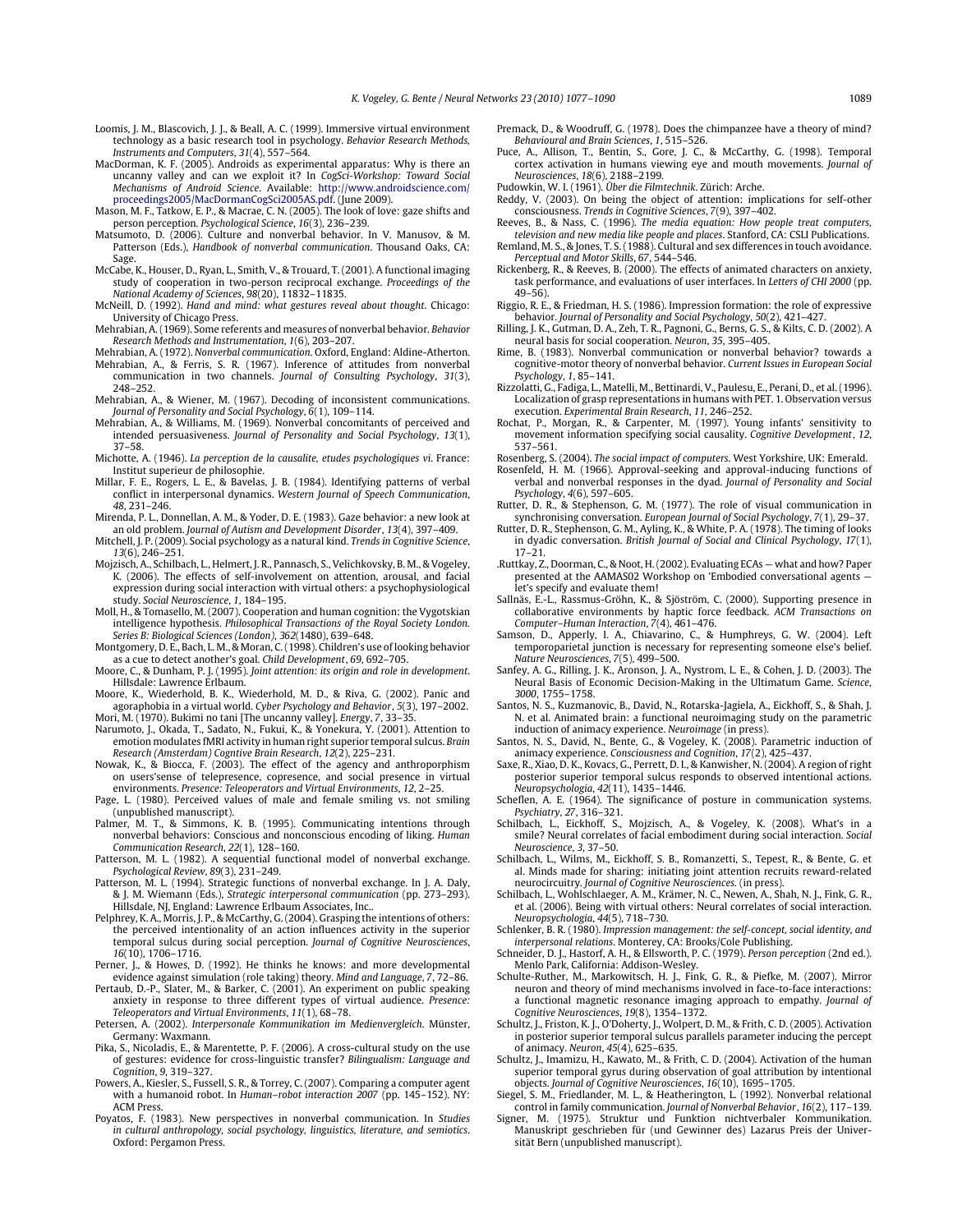Loomis, J. M., Blascovich, J. J., & Beall, A. C. (1999). Immersive virtual environment technology as a basic research tool in psychology. *Behavior Research Methods, Instruments and Computers*, *31*(4), 557–564.

MacDorman, K. F. (2005). Androids as experimental apparatus: Why is there an uncanny valley and can we exploit it? In *CogSci-Workshop: Toward Social Mechanisms of Android Science*. Available: http://www.androidscience.com/proceedings2005/MacDormanCogSci2005AS.pdf. (June 2009).

Mason, M. F., Tatkow, E. P., & Macrae, C. N. (2005). The look of love: gaze shifts and person perception. *Psychological Science*, *16*(3), 236–239.

Matsumoto, D. (2006). Culture and nonverbal behavior. In V. Manusov, & M. Patterson (Eds.), *Handbook of nonverbal communication*. Thousand Oaks, CA: Sage.

McCabe, K., Houser, D., Ryan, L., Smith, V., & Trouard, T. (2001). A functional imaging study of cooperation in two-person reciprocal exchange. *Proceedings of the National Academy of Sciences*, *98*(20), 11832–11835.

McNeill, D. (1992). *Hand and mind: what gestures reveal about thought*. Chicago: University of Chicago Press.

Mehrabian, A. (1969). Some referents and measures of nonverbal behavior. *Behavior Research Methods and Instrumentation*, *1*(6), 203–207.

Mehrabian, A. (1972). *Nonverbal communication*. Oxford, England: Aldine-Atherton.

Mehrabian, A., & Ferris, S. R. (1967). Inference of attitudes from nonverbal communication in two channels. *Journal of Consulting Psychology*, *31*(3), 248–252.

Mehrabian, A., & Wiener, M. (1967). Decoding of inconsistent communications. *Journal of Personality and Social Psychology*, *6*(1), 109–114.

Mehrabian, A., & Williams, M. (1969). Nonverbal concomitants of perceived and intended persuasiveness. *Journal of Personality and Social Psychology*, *13*(1), 37–58.

Michotte, A. (1946). *La perception de la causalite, etudes psychologiques vi*. France: Institut superieur de philosophie.

Millar, F. E., Rogers, L. E., & Bavelas, J. B. (1984). Identifying patterns of verbal conflict in interpersonal dynamics. *Western Journal of Speech Communication*, *48*, 231–246.

Mirenda, P. L., Donnellan, A. M., & Yoder, D. E. (1983). Gaze behavior: a new look at an old problem. *Journal of Autism and Development Disorder*, *13*(4), 397–409.

Mitchell, J. P. (2009). Social psychology as a natural kind. *Trends in Cognitive Science*, *13*(6), 246–251.

Mojzisch, A., Schilbach, L., Helmert, J. R., Pannasch, S., Velichkovsky, B. M., & Vogeley, K. (2006). The effects of self-involvement on attention, arousal, and facial expression during social interaction with virtual others: a psychophysiological study. *Social Neuroscience*, *1*, 184–195.

Moll, H., & Tomasello, M. (2007). Cooperation and human cognition: the Vygotskian intelligence hypothesis. *Philosophical Transactions of the Royal Society London. Series B: Biological Sciences (London)*, *362*(1480), 639–648.

Montgomery, D. E., Bach, L. M., & Moran, C. (1998). Children's use of looking behavior as a cue to detect another's goal. *Child Development*, *69*, 692–705.

Moore, C., & Dunham, P. J. (1995). *Joint attention: its origin and role in development*. Hillsdale: Lawrence Erlbaum.

Moore, K., Wiederhold, B. K., Wiederhold, M. D., & Riva, G. (2002). Panic and agoraphobia in a virtual world. *Cyber Psychology and Behavior*, *5*(3), 197–2002.

Mori, M. (1970). Bukimi no tani [The uncanny valley]. *Energy*, *7*, 33–35.

Narumoto, J., Okada, T., Sadato, N., Fukui, K., & Yonekura, Y. (2001). Attention to emotion modulates fMRI activity in human right superior temporal sulcus. *Brain Research (Amsterdam) Cogntive Brain Research*, *12*(2), 225–231.

Nowak, K., & Biocca, F. (2003). The effect of the agency and anthroporphism on users'sense of telepresence, copresence, and social presence in virtual environments. *Presence: Teleoperators and Virtual Environments*, *12*, 2–25.

Page, L. (1980). Perceived values of male and female smiling vs. not smiling (unpublished manuscript).

Palmer, M. T., & Simmons, K. B. (1995). Communicating intentions through nonverbal behaviors: Conscious and nonconscious encoding of liking. *Human Communication Research*, *22*(1), 128–160.

Patterson, M. L. (1982). A sequential functional model of nonverbal exchange. *Psychological Review*, *89*(3), 231–249.

Patterson, M. L. (1994). Strategic functions of nonverbal exchange. In J. A. Daly, & J. M. Wiemann (Eds.), *Strategic interpersonal communication* (pp. 273–293). Hillsdale, NJ, England: Lawrence Erlbaum Associates, Inc..

Pelphrey, K. A., Morris, J. P., & McCarthy, G. (2004). Grasping the intentions of others: the perceived intentionality of an action influences activity in the superior temporal sulcus during social perception. *Journal of Cognitive Neurosciences*, *16*(10), 1706–1716.

Perner, J., & Howes, D. (1992). He thinks he knows: and more developmental evidence against simulation (role taking) theory. *Mind and Language*, *7*, 72–86.

Pertaub, D.-P., Slater, M., & Barker, C. (2001). An experiment on public speaking anxiety in response to three different types of virtual audience. *Presence: Teleoperators and Virtual Environments*, *11*(1), 68–78.

Petersen, A. (2002). *Interpersonale Kommunikation im Medienvergleich*. Münster, Germany: Waxmann.

Pika, S., Nicoladis, E., & Marentette, P. F. (2006). A cross-cultural study on the use of gestures: evidence for cross-linguistic transfer? *Bilingualism: Language and Cognition*, *9*, 319–327.

Powers, A., Kiesler, S., Fussell, S. R., & Torrey, C. (2007). Comparing a computer agent with a humanoid robot. In *Human–robot interaction 2007* (pp. 145–152). NY: ACM Press.

Poyatos, F. (1983). New perspectives in nonverbal communication. In *Studies in cultural anthropology, social psychology, linguistics, literature, and semiotics*. Oxford: Pergamon Press.

Premack, D., & Woodruff, G. (1978). Does the chimpanzee have a theory of mind? *Behavioural and Brain Sciences*, *1*, 515–526.

Puce, A., Allison, T., Bentin, S., Gore, J. C., & McCarthy, G. (1998). Temporal cortex activation in humans viewing eye and mouth movements. *Journal of Neurosciences*, *18*(6), 2188–2199.

Pudowkin, W. I. (1961). *Über die Filmtechnik*. Zürich: Arche.

Reddy, V. (2003). On being the object of attention: implications for self-other consciousness. *Trends in Cognitive Sciences*, *7*(9), 397–402.

Reeves, B., & Nass, C. (1996). *The media equation: How people treat computers, television and new media like people and places*. Stanford, CA: CSLI Publications.

Remland, M. S., & Jones, T. S. (1988). Cultural and sex differences in touch avoidance. *Perceptual and Motor Skills*, *67*, 544–546.

Rickenberg, R., & Reeves, B. (2000). The effects of animated characters on anxiety, task performance, and evaluations of user interfaces. In *Letters of CHI 2000* (pp. 49–56).

Riggio, R. E., & Friedman, H. S. (1986). Impression formation: the role of expressive behavior. *Journal of Personality and Social Psychology*, *50*(2), 421–427.

Rilling, J. K., Gutman, D. A., Zeh, T. R., Pagnoni, G., Berns, G. S., & Kilts, C. D. (2002). A neural basis for social cooperation. *Neuron*, *35*, 395–405.

Rime, B. (1983). Nonverbal communication or nonverbal behavior? towards a cognitive-motor theory of nonverbal behavior. *Current Issues in European Social Psychology*, *1*, 85–141.

Rizzolatti, G., Fadiga, L., Matelli, M., Bettinardi, V., Paulesu, E., Perani, D., et al. (1996). Localization of grasp representations in humans with PET. 1. Observation versus execution. *Experimental Brain Research*, *11*, 246–252.

Rochat, P., Morgan, R., & Carpenter, M. (1997). Young infants' sensitivity to movement information specifying social causality. *Cognitive Development*, *12*, 537–561.

Rosenberg, S. (2004). *The social impact of computers*. West Yorkshire, UK: Emerald.

Rosenfeld, H. M. (1966). Approval-seeking and approval-inducing functions of verbal and nonverbal responses in the dyad. *Journal of Personality and Social Psychology*, *4*(6), 597–605.

Rutter, D. R., & Stephenson, G. M. (1977). The role of visual communication in synchronising conversation. *European Journal of Social Psychology*, *7*(1), 29–37.

Rutter, D. R., Stephenson, G. M., Ayling, K., & White, P. A. (1978). The timing of looks in dyadic conversation. *British Journal of Social and Clinical Psychology*, *17*(1), 17–21.

.Ruttkay, Z., Doorman, C., & Noot, H. (2002). Evaluating ECAs — what and how? Paper presented at the AAMAS02 Workshop on 'Embodied conversational agents — let's specify and evaluate them!

Sallnäs, E.-L., Rassmus-Gröhn, K., & Sjöström, C. (2000). Supporting presence in collaborative environments by haptic force feedback. *ACM Transactions on Computer–Human Interaction*, *7*(4), 461–476.

Samson, D., Apperly, I. A., Chiavarino, C., & Humphreys, G. W. (2004). Left temporoparietal junction is necessary for representing someone else's belief. *Nature Neurosciences*, *7*(5), 499–500.

Sanfey, A. G., Rilling, J. K., Aronson, J. A., Nystrom, L. E., & Cohen, J. D. (2003). The Neural Basis of Economic Decision-Making in the Ultimatum Game. *Science*, *3000*, 1755–1758.

Santos, N. S., Kuzmanovic, B., David, N., Rotarska-Jagiela, A., Eickhoff, S., & Shah, J. N. et al. Animated brain: a functional neuroimaging study on the parametric induction of animacy experience. *Neuroimage* (in press).

Santos, N. S., David, N., Bente, G., & Vogeley, K. (2008). Parametric induction of animacy experience. *Consciousness and Cognition*, *17*(2), 425–437.

Saxe, R., Xiao, D. K., Kovacs, G., Perrett, D. I., & Kanwisher, N. (2004). A region of right posterior superior temporal sulcus responds to observed intentional actions. *Neuropsychologia*, *42*(11), 1435–1446.

Scheflen, A. E. (1964). The significance of posture in communication systems. *Psychiatry*, *27*, 316–321.

Schilbach, L., Eickhoff, S., Mojzisch, A., & Vogeley, K. (2008). What's in a smile? Neural correlates of facial embodiment during social interaction. *Social Neuroscience*, *3*, 37–50.

Schilbach, L., Wilms, M., Eickhoff, S. B., Romanzetti, S., Tepest, R., & Bente, G. et al. Minds made for sharing: initiating joint attention recruits reward-related neurocircuitry. *Journal of Cognitive Neurosciences*. (in press).

Schilbach, L., Wohlschlaeger, A. M., Krämer, N. C., Newen, A., Shah, N. J., Fink, G. R., et al. (2006). Being with virtual others: Neural correlates of social interaction. *Neuropsychologia*, *44*(5), 718–730.

Schlenker, B. R. (1980). *Impression management: the self-concept, social identity, and interpersonal relations*. Monterey, CA: Brooks/Cole Publishing.

Schneider, D. J., Hastorf, A. H., & Ellsworth, P. C. (1979). *Person perception* (2nd ed.). Menlo Park, California: Addison-Wesley.

Schulte-Ruther, M., Markowitsch, H. J., Fink, G. R., & Piefke, M. (2007). Mirror neuron and theory of mind mechanisms involved in face-to-face interactions: a functional magnetic resonance imaging approach to empathy. *Journal of Cognitive Neurosciences*, *19*(8), 1354–1372.

Schultz, J., Friston, K. J., O'Doherty, J., Wolpert, D. M., & Frith, C. D. (2005). Activation in posterior superior temporal sulcus parallels parameter inducing the percept of animacy. *Neuron*, *45*(4), 625–635.

Schultz, J., Imamizu, H., Kawato, M., & Frith, C. D. (2004). Activation of the human superior temporal gyrus during observation of goal attribution by intentional objects. *Journal of Cognitive Neurosciences*, *16*(10), 1695–1705.

Siegel, S. M., Friedlander, M. L., & Heatherington, L. (1992). Nonverbal relational control in family communication. *Journal of Nonverbal Behavior*, *16*(2), 117–139.

Signer, M. (1975). Struktur und Funktion nichtverbaler Kommunikation. Manuskript geschrieben für (und Gewinner des) Lazarus Preis der Universität Bern (unpublished manuscript).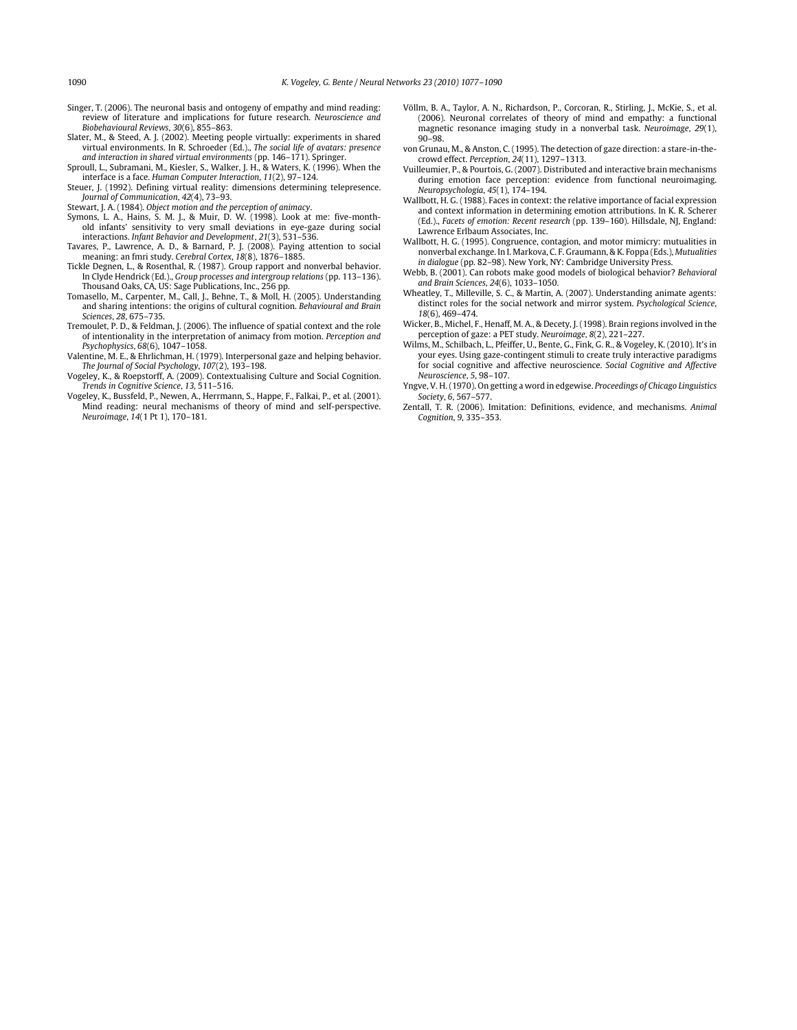Singer, T. (2006). The neuronal basis and ontogeny of empathy and mind reading: review of literature and implications for future research. *Neuroscience and Biobehavioural Reviews*, *30*(6), 855–863.

Slater, M., & Steed, A. J. (2002). Meeting people virtually: experiments in shared virtual environments. In R. Schroeder (Ed.)., *The social life of avatars: presence and interaction in shared virtual environments* (pp. 146–171). Springer.

Sproull, L., Subramani, M., Kiesler, S., Walker, J. H., & Waters, K. (1996). When the interface is a face. *Human Computer Interaction*, *11*(2), 97–124.

Steuer, J. (1992). Defining virtual reality: dimensions determining telepresence. *Journal of Communication*, *42*(4), 73–93.

Stewart, J. A. (1984). *Object motion and the perception of animacy*.

Symons, L. A., Hains, S. M. J., & Muir, D. W. (1998). Look at me: five-month-old infants' sensitivity to very small deviations in eye-gaze during social interactions. *Infant Behavior and Development*, *21*(3), 531–536.

Tavares, P., Lawrence, A. D., & Barnard, P. J. (2008). Paying attention to social meaning: an fmri study. *Cerebral Cortex*, *18*(8), 1876–1885.

Tickle Degnen, L., & Rosenthal, R. (1987). Group rapport and nonverbal behavior. In Clyde Hendrick (Ed.)., *Group processes and intergroup relations* (pp. 113–136). Thousand Oaks, CA, US: Sage Publications, Inc., 256 pp.

Tomasello, M., Carpenter, M., Call, J., Behne, T., & Moll, H. (2005). Understanding and sharing intentions: the origins of cultural cognition. *Behavioural and Brain Sciences*, *28*, 675–735.

Tremoulet, P. D., & Feldman, J. (2006). The influence of spatial context and the role of intentionality in the interpretation of animacy from motion. *Perception and Psychophysics*, *68*(6), 1047–1058.

Valentine, M. E., & Ehrlichman, H. (1979). Interpersonal gaze and helping behavior. *The Journal of Social Psychology*, *107*(2), 193–198.

Vogeley, K., & Roepstorff, A. (2009). Contextualising Culture and Social Cognition. *Trends in Cognitive Science*, *13*, 511–516.

Vogeley, K., Bussfeld, P., Newen, A., Herrmann, S., Happe, F., Falkai, P., et al. (2001). Mind reading: neural mechanisms of theory of mind and self-perspective. *Neuroimage*, *14*(1 Pt 1), 170–181.

Völlm, B. A., Taylor, A. N., Richardson, P., Corcoran, R., Stirling, J., McKie, S., et al. (2006). Neuronal correlates of theory of mind and empathy: a functional magnetic resonance imaging study in a nonverbal task. *Neuroimage*, *29*(1), 90–98.

von Grunau, M., & Anston, C. (1995). The detection of gaze direction: a stare-in-the-crowd effect. *Perception*, *24*(11), 1297–1313.

Vuilleumier, P., & Pourtois, G. (2007). Distributed and interactive brain mechanisms during emotion face perception: evidence from functional neuroimaging. *Neuropsychologia*, *45*(1), 174–194.

Wallbott, H. G. (1988). Faces in context: the relative importance of facial expression and context information in determining emotion attributions. In K. R. Scherer (Ed.)., *Facets of emotion: Recent research* (pp. 139–160). Hillsdale, NJ, England: Lawrence Erlbaum Associates, Inc.

Wallbott, H. G. (1995). Congruence, contagion, and motor mimicry: mutualities in nonverbal exchange. In I. Markova, C. F. Graumann, & K. Foppa (Eds.), *Mutualities in dialogue* (pp. 82–98). New York, NY: Cambridge University Press.

Webb, B. (2001). Can robots make good models of biological behavior? *Behavioral and Brain Sciences*, *24*(6), 1033–1050.

Wheatley, T., Milleville, S. C., & Martin, A. (2007). Understanding animate agents: distinct roles for the social network and mirror system. *Psychological Science*, *18*(6), 469–474.

Wicker, B., Michel, F., Henaff, M. A., & Decety, J. (1998). Brain regions involved in the perception of gaze: a PET study. *Neuroimage*, *8*(2), 221–227.

Wilms, M., Schilbach, L., Pfeiffer, U., Bente, G., Fink, G. R., & Vogeley, K. (2010). It's in your eyes. Using gaze-contingent stimuli to create truly interactive paradigms for social cognitive and affective neuroscience. *Social Cognitive and Affective Neuroscience*, *5*, 98–107.

Yngve, V. H. (1970). On getting a word in edgewise. *Proceedings of Chicago Linguistics Society*, *6*, 567–577.

Zentall, T. R. (2006). Imitation: Definitions, evidence, and mechanisms. *Animal Cognition*, *9*, 335–353.